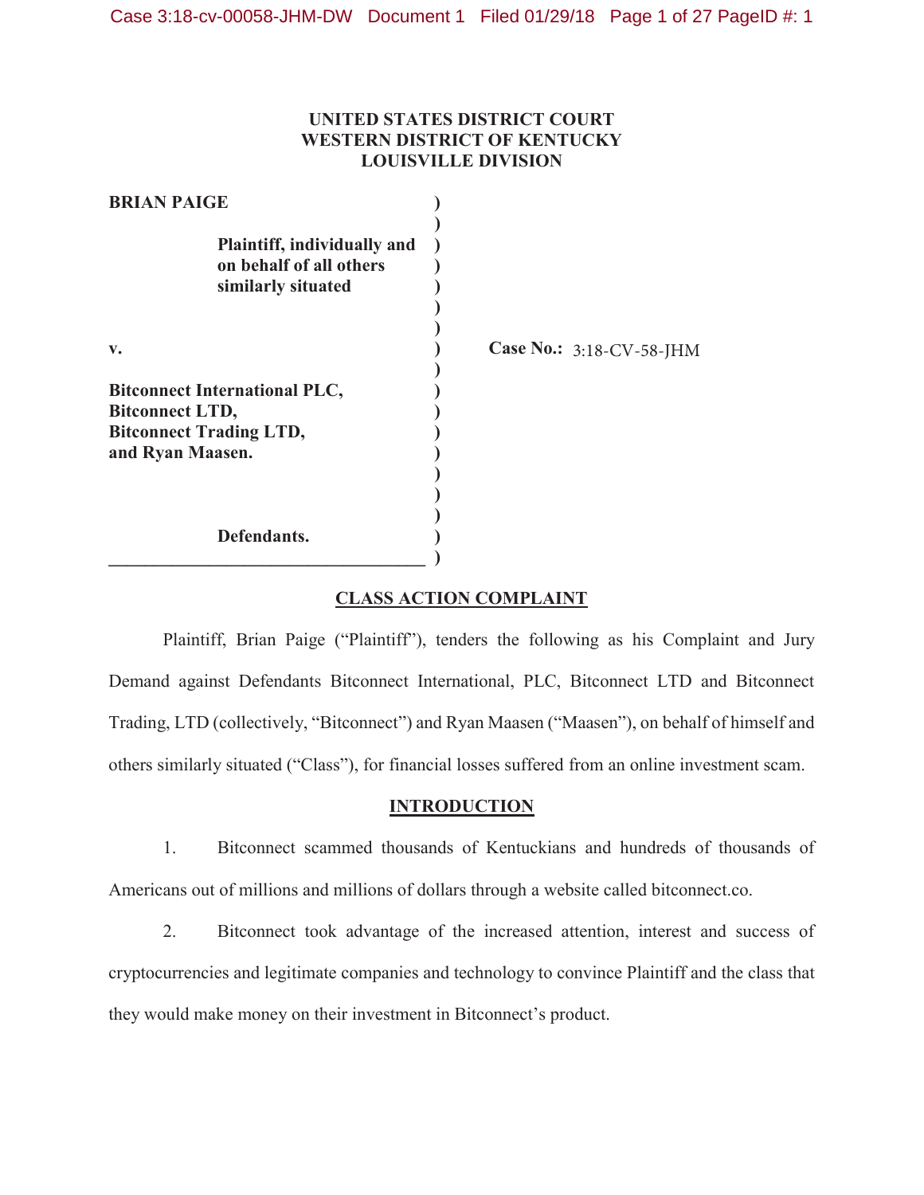**UNITED STATES DISTRICT COURT**
**WESTERN DISTRICT OF KENTUCKY**
**LOUISVILLE DIVISION**

| | | |
|---|---|---|
| **BRIAN PAIGE** | ) | |
| **Plaintiff, individually and on behalf of all others similarly situated** | ) | |
| **v.** | ) | **Case No.:** 3:18-CV-58-JHM |
| **Bitconnect International PLC, Bitconnect LTD, Bitconnect Trading LTD, and Ryan Maasen.** | ) | |
| **Defendants.** | ) | |

## CLASS ACTION COMPLAINT

Plaintiff, Brian Paige ("Plaintiff"), tenders the following as his Complaint and Jury Demand against Defendants Bitconnect International, PLC, Bitconnect LTD and Bitconnect Trading, LTD (collectively, "Bitconnect") and Ryan Maasen ("Maasen"), on behalf of himself and others similarly situated ("Class"), for financial losses suffered from an online investment scam.

## INTRODUCTION

1. Bitconnect scammed thousands of Kentuckians and hundreds of thousands of Americans out of millions and millions of dollars through a website called bitconnect.co.

2. Bitconnect took advantage of the increased attention, interest and success of cryptocurrencies and legitimate companies and technology to convince Plaintiff and the class that they would make money on their investment in Bitconnect's product.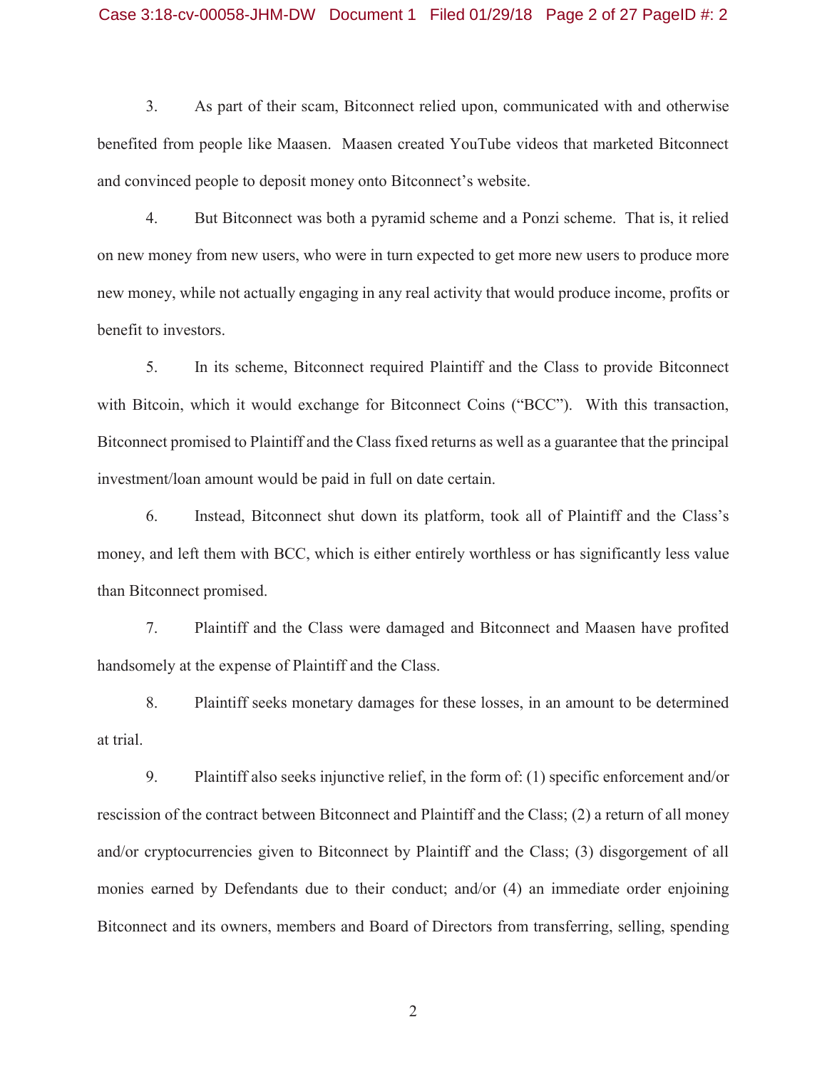3. As part of their scam, Bitconnect relied upon, communicated with and otherwise benefited from people like Maasen. Maasen created YouTube videos that marketed Bitconnect and convinced people to deposit money onto Bitconnect's website.

4. But Bitconnect was both a pyramid scheme and a Ponzi scheme. That is, it relied on new money from new users, who were in turn expected to get more new users to produce more new money, while not actually engaging in any real activity that would produce income, profits or benefit to investors.

5. In its scheme, Bitconnect required Plaintiff and the Class to provide Bitconnect with Bitcoin, which it would exchange for Bitconnect Coins ("BCC"). With this transaction, Bitconnect promised to Plaintiff and the Class fixed returns as well as a guarantee that the principal investment/loan amount would be paid in full on date certain.

6. Instead, Bitconnect shut down its platform, took all of Plaintiff and the Class's money, and left them with BCC, which is either entirely worthless or has significantly less value than Bitconnect promised.

7. Plaintiff and the Class were damaged and Bitconnect and Maasen have profited handsomely at the expense of Plaintiff and the Class.

8. Plaintiff seeks monetary damages for these losses, in an amount to be determined at trial.

9. Plaintiff also seeks injunctive relief, in the form of: (1) specific enforcement and/or rescission of the contract between Bitconnect and Plaintiff and the Class; (2) a return of all money and/or cryptocurrencies given to Bitconnect by Plaintiff and the Class; (3) disgorgement of all monies earned by Defendants due to their conduct; and/or (4) an immediate order enjoining Bitconnect and its owners, members and Board of Directors from transferring, selling, spending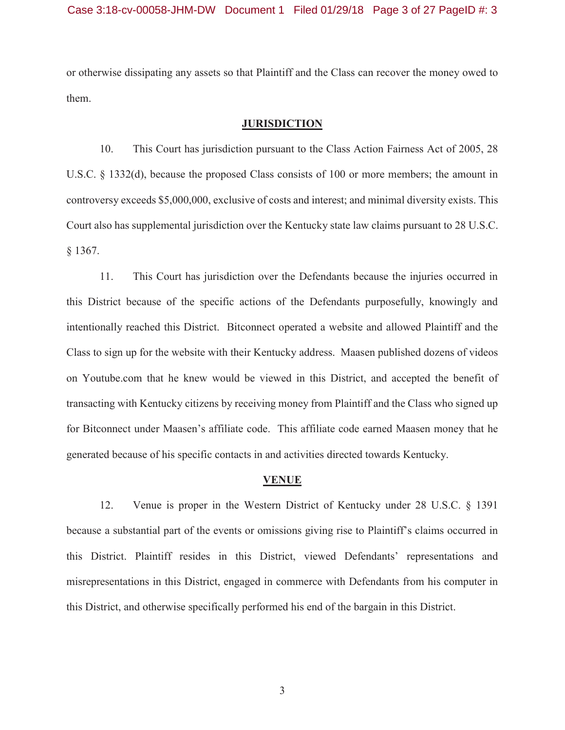or otherwise dissipating any assets so that Plaintiff and the Class can recover the money owed to them.

## JURISDICTION

10. This Court has jurisdiction pursuant to the Class Action Fairness Act of 2005, 28 U.S.C. § 1332(d), because the proposed Class consists of 100 or more members; the amount in controversy exceeds $5,000,000, exclusive of costs and interest; and minimal diversity exists. This Court also has supplemental jurisdiction over the Kentucky state law claims pursuant to 28 U.S.C. § 1367.

11. This Court has jurisdiction over the Defendants because the injuries occurred in this District because of the specific actions of the Defendants purposefully, knowingly and intentionally reached this District. Bitconnect operated a website and allowed Plaintiff and the Class to sign up for the website with their Kentucky address. Maasen published dozens of videos on Youtube.com that he knew would be viewed in this District, and accepted the benefit of transacting with Kentucky citizens by receiving money from Plaintiff and the Class who signed up for Bitconnect under Maasen's affiliate code. This affiliate code earned Maasen money that he generated because of his specific contacts in and activities directed towards Kentucky.

## VENUE

12. Venue is proper in the Western District of Kentucky under 28 U.S.C. § 1391 because a substantial part of the events or omissions giving rise to Plaintiff's claims occurred in this District. Plaintiff resides in this District, viewed Defendants' representations and misrepresentations in this District, engaged in commerce with Defendants from his computer in this District, and otherwise specifically performed his end of the bargain in this District.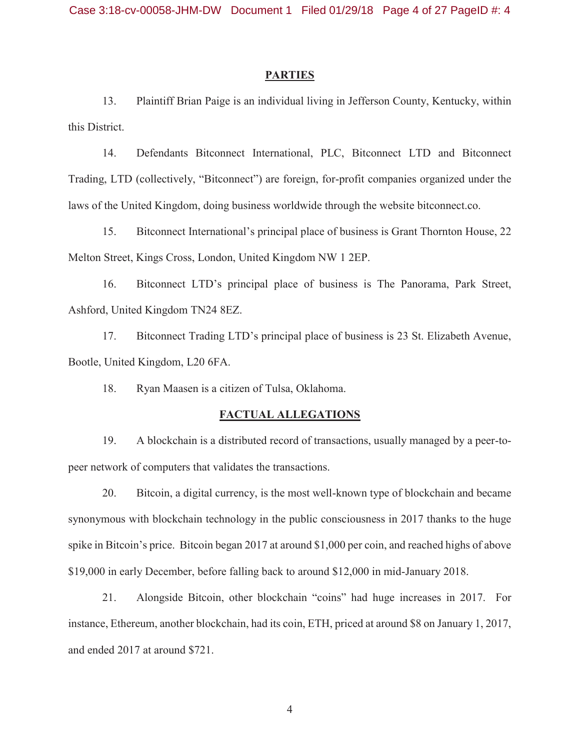## PARTIES

13. Plaintiff Brian Paige is an individual living in Jefferson County, Kentucky, within this District.

14. Defendants Bitconnect International, PLC, Bitconnect LTD and Bitconnect Trading, LTD (collectively, "Bitconnect") are foreign, for-profit companies organized under the laws of the United Kingdom, doing business worldwide through the website bitconnect.co.

15. Bitconnect International's principal place of business is Grant Thornton House, 22 Melton Street, Kings Cross, London, United Kingdom NW 1 2EP.

16. Bitconnect LTD's principal place of business is The Panorama, Park Street, Ashford, United Kingdom TN24 8EZ.

17. Bitconnect Trading LTD's principal place of business is 23 St. Elizabeth Avenue, Bootle, United Kingdom, L20 6FA.

18. Ryan Maasen is a citizen of Tulsa, Oklahoma.

## FACTUAL ALLEGATIONS

19. A blockchain is a distributed record of transactions, usually managed by a peer-to-peer network of computers that validates the transactions.

20. Bitcoin, a digital currency, is the most well-known type of blockchain and became synonymous with blockchain technology in the public consciousness in 2017 thanks to the huge spike in Bitcoin's price. Bitcoin began 2017 at around $1,000 per coin, and reached highs of above $19,000 in early December, before falling back to around $12,000 in mid-January 2018.

21. Alongside Bitcoin, other blockchain "coins" had huge increases in 2017. For instance, Ethereum, another blockchain, had its coin, ETH, priced at around $8 on January 1, 2017, and ended 2017 at around $721.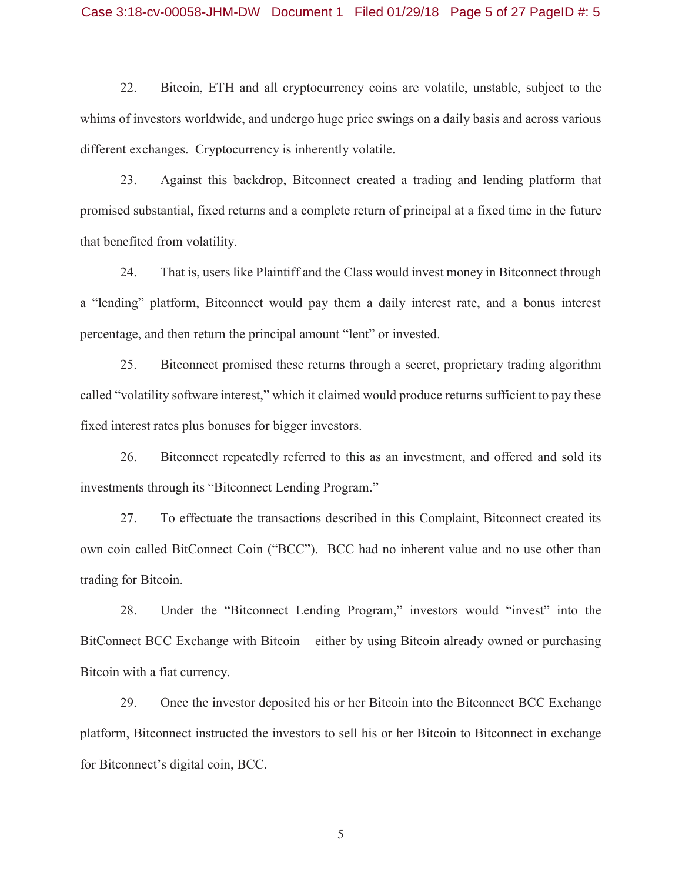22. Bitcoin, ETH and all cryptocurrency coins are volatile, unstable, subject to the whims of investors worldwide, and undergo huge price swings on a daily basis and across various different exchanges. Cryptocurrency is inherently volatile.

23. Against this backdrop, Bitconnect created a trading and lending platform that promised substantial, fixed returns and a complete return of principal at a fixed time in the future that benefited from volatility.

24. That is, users like Plaintiff and the Class would invest money in Bitconnect through a "lending" platform, Bitconnect would pay them a daily interest rate, and a bonus interest percentage, and then return the principal amount "lent" or invested.

25. Bitconnect promised these returns through a secret, proprietary trading algorithm called "volatility software interest," which it claimed would produce returns sufficient to pay these fixed interest rates plus bonuses for bigger investors.

26. Bitconnect repeatedly referred to this as an investment, and offered and sold its investments through its "Bitconnect Lending Program."

27. To effectuate the transactions described in this Complaint, Bitconnect created its own coin called BitConnect Coin ("BCC"). BCC had no inherent value and no use other than trading for Bitcoin.

28. Under the "Bitconnect Lending Program," investors would "invest" into the BitConnect BCC Exchange with Bitcoin – either by using Bitcoin already owned or purchasing Bitcoin with a fiat currency.

29. Once the investor deposited his or her Bitcoin into the Bitconnect BCC Exchange platform, Bitconnect instructed the investors to sell his or her Bitcoin to Bitconnect in exchange for Bitconnect's digital coin, BCC.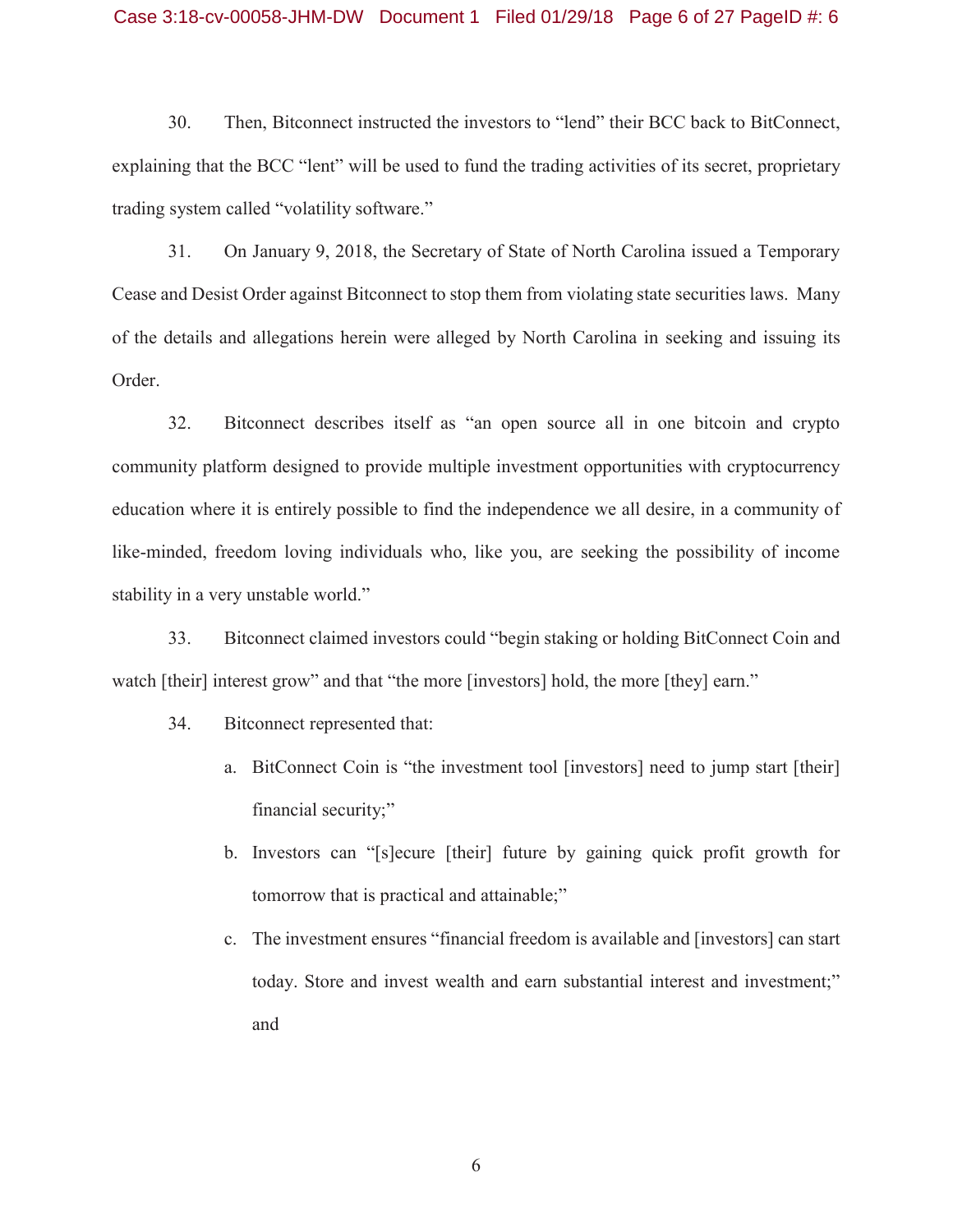30. Then, Bitconnect instructed the investors to "lend" their BCC back to BitConnect, explaining that the BCC "lent" will be used to fund the trading activities of its secret, proprietary trading system called "volatility software."

31. On January 9, 2018, the Secretary of State of North Carolina issued a Temporary Cease and Desist Order against Bitconnect to stop them from violating state securities laws. Many of the details and allegations herein were alleged by North Carolina in seeking and issuing its Order.

32. Bitconnect describes itself as "an open source all in one bitcoin and crypto community platform designed to provide multiple investment opportunities with cryptocurrency education where it is entirely possible to find the independence we all desire, in a community of like-minded, freedom loving individuals who, like you, are seeking the possibility of income stability in a very unstable world."

33. Bitconnect claimed investors could "begin staking or holding BitConnect Coin and watch [their] interest grow" and that "the more [investors] hold, the more [they] earn."

34. Bitconnect represented that:

a. BitConnect Coin is "the investment tool [investors] need to jump start [their] financial security;"

b. Investors can "[s]ecure [their] future by gaining quick profit growth for tomorrow that is practical and attainable;"

c. The investment ensures "financial freedom is available and [investors] can start today. Store and invest wealth and earn substantial interest and investment;" and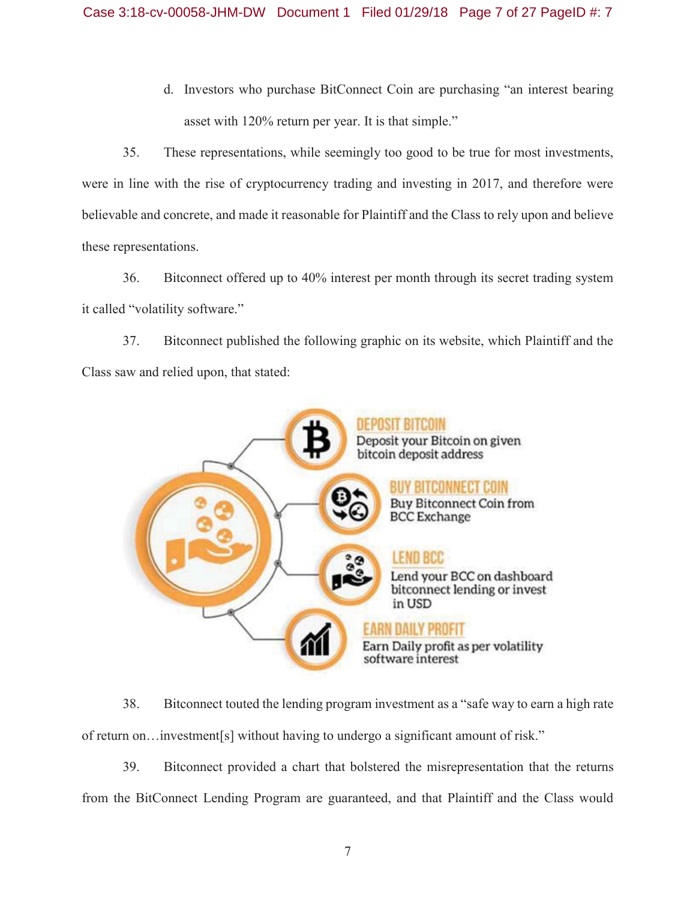d. Investors who purchase BitConnect Coin are purchasing "an interest bearing asset with 120% return per year. It is that simple."

35. These representations, while seemingly too good to be true for most investments, were in line with the rise of cryptocurrency trading and investing in 2017, and therefore were believable and concrete, and made it reasonable for Plaintiff and the Class to rely upon and believe these representations.

36. Bitconnect offered up to 40% interest per month through its secret trading system it called "volatility software."

37. Bitconnect published the following graphic on its website, which Plaintiff and the Class saw and relied upon, that stated:

**DEPOSIT BITCOIN**
Deposit your Bitcoin on given bitcoin deposit address

**BUY BITCONNECT COIN**
Buy Bitconnect Coin from BCC Exchange

**LEND BCC**
Lend your BCC on dashboard bitconnect lending or invest in USD

**EARN DAILY PROFIT**
Earn Daily profit as per volatility software interest

38. Bitconnect touted the lending program investment as a "safe way to earn a high rate of return on…investment[s] without having to undergo a significant amount of risk."

39. Bitconnect provided a chart that bolstered the misrepresentation that the returns from the BitConnect Lending Program are guaranteed, and that Plaintiff and the Class would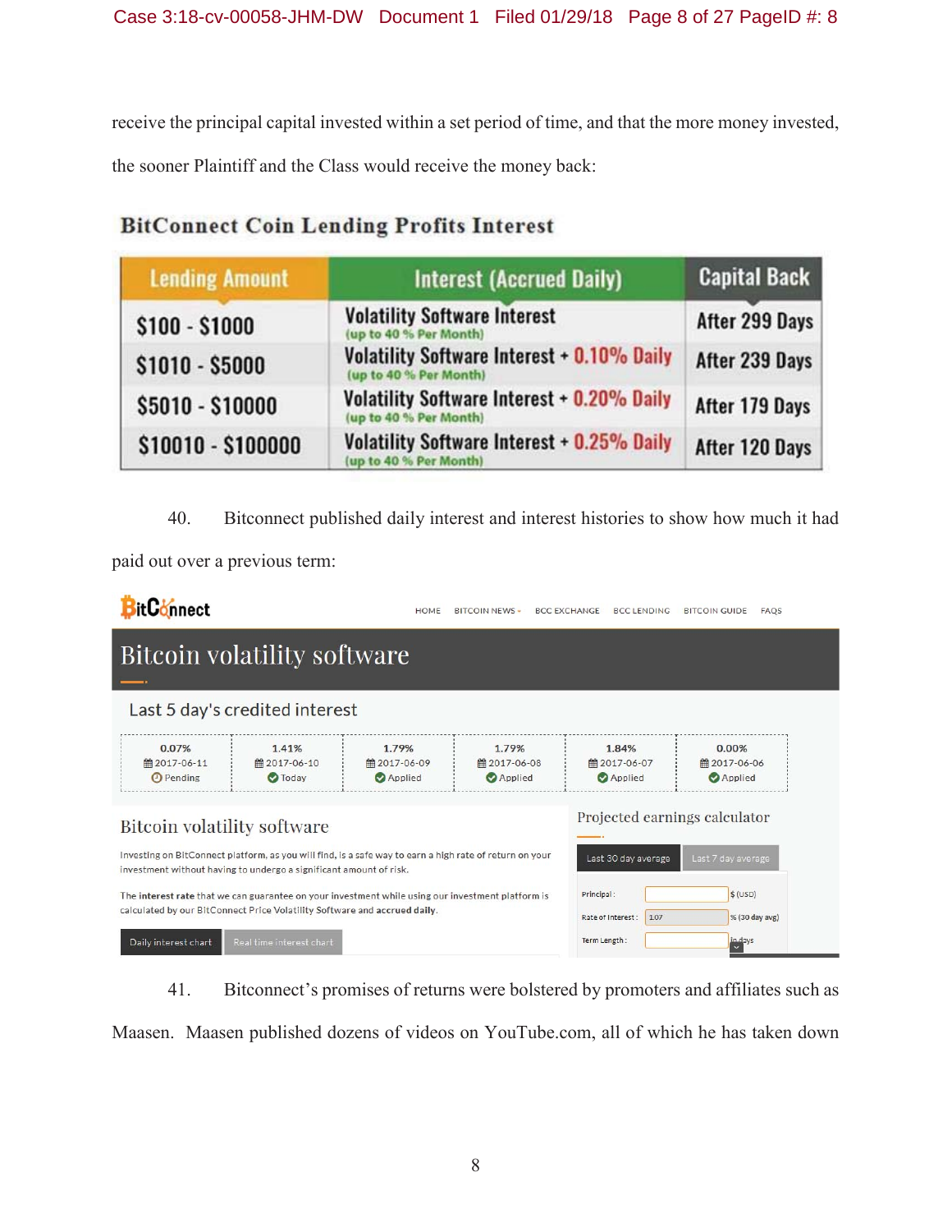receive the principal capital invested within a set period of time, and that the more money invested, the sooner Plaintiff and the Class would receive the money back:

**BitConnect Coin Lending Profits Interest**

| Lending Amount | Interest (Accrued Daily) | Capital Back |
|---|---|---|
| $100 - $1000 | Volatility Software Interest (up to 40 % Per Month) | After 299 Days |
| $1010 - $5000 | Volatility Software Interest + 0.10% Daily (up to 40 % Per Month) | After 239 Days |
| $5010 - $10000 | Volatility Software Interest + 0.20% Daily (up to 40 % Per Month) | After 179 Days |
| $10010 - $100000 | Volatility Software Interest + 0.25% Daily (up to 40 % Per Month) | After 120 Days |

40. Bitconnect published daily interest and interest histories to show how much it had paid out over a previous term:

BitConnect — HOME | BITCOIN NEWS | BCC EXCHANGE | BCC LENDING | BITCOIN GUIDE | FAQS

## Bitcoin volatility software

Last 5 day's credited interest

| 0.07% | 1.41% | 1.79% | 1.79% | 1.84% | 0.00% |
|---|---|---|---|---|---|
| 2017-06-11 | 2017-06-10 | 2017-06-09 | 2017-06-08 | 2017-06-07 | 2017-06-06 |
| Pending | Today | Applied | Applied | Applied | Applied |

**Bitcoin volatility software**

Investing on BitConnect platform, as you will find, is a safe way to earn a high rate of return on your investment without having to undergo a significant amount of risk.

The **interest rate** that we can guarantee on your investment while using our investment platform is calculated by our BitConnect Price Volatility Software and **accrued daily**.

Daily interest chart | Real time interest chart

**Projected earnings calculator**

Last 30 day average | Last 7 day average

Principal: $ (USD)

Rate of Interest: 1.07 % (30 day avg)

Term Length: In days

41. Bitconnect's promises of returns were bolstered by promoters and affiliates such as Maasen. Maasen published dozens of videos on YouTube.com, all of which he has taken down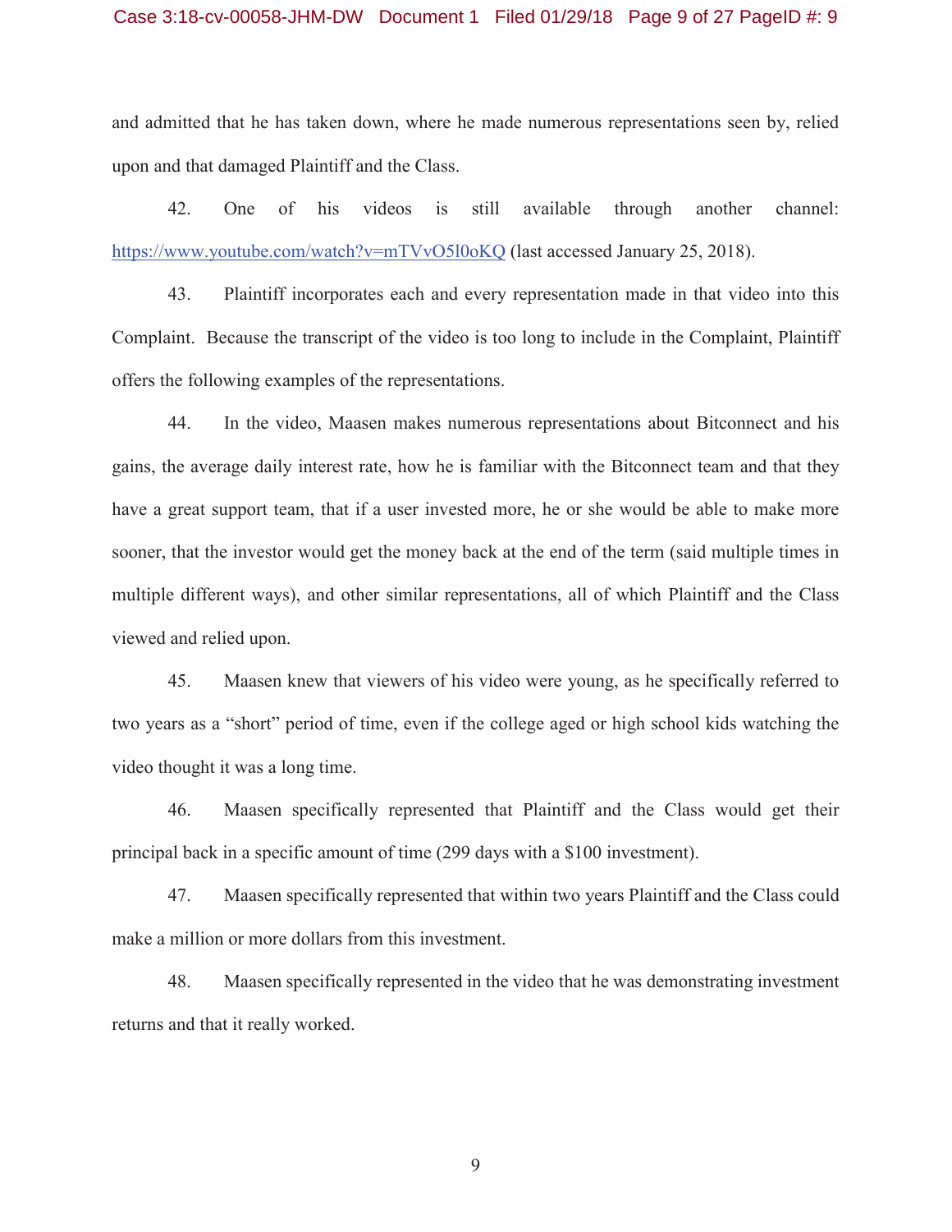and admitted that he has taken down, where he made numerous representations seen by, relied upon and that damaged Plaintiff and the Class.

42. One of his videos is still available through another channel: https://www.youtube.com/watch?v=mTVvO5l0oKQ (last accessed January 25, 2018).

43. Plaintiff incorporates each and every representation made in that video into this Complaint. Because the transcript of the video is too long to include in the Complaint, Plaintiff offers the following examples of the representations.

44. In the video, Maasen makes numerous representations about Bitconnect and his gains, the average daily interest rate, how he is familiar with the Bitconnect team and that they have a great support team, that if a user invested more, he or she would be able to make more sooner, that the investor would get the money back at the end of the term (said multiple times in multiple different ways), and other similar representations, all of which Plaintiff and the Class viewed and relied upon.

45. Maasen knew that viewers of his video were young, as he specifically referred to two years as a "short" period of time, even if the college aged or high school kids watching the video thought it was a long time.

46. Maasen specifically represented that Plaintiff and the Class would get their principal back in a specific amount of time (299 days with a $100 investment).

47. Maasen specifically represented that within two years Plaintiff and the Class could make a million or more dollars from this investment.

48. Maasen specifically represented in the video that he was demonstrating investment returns and that it really worked.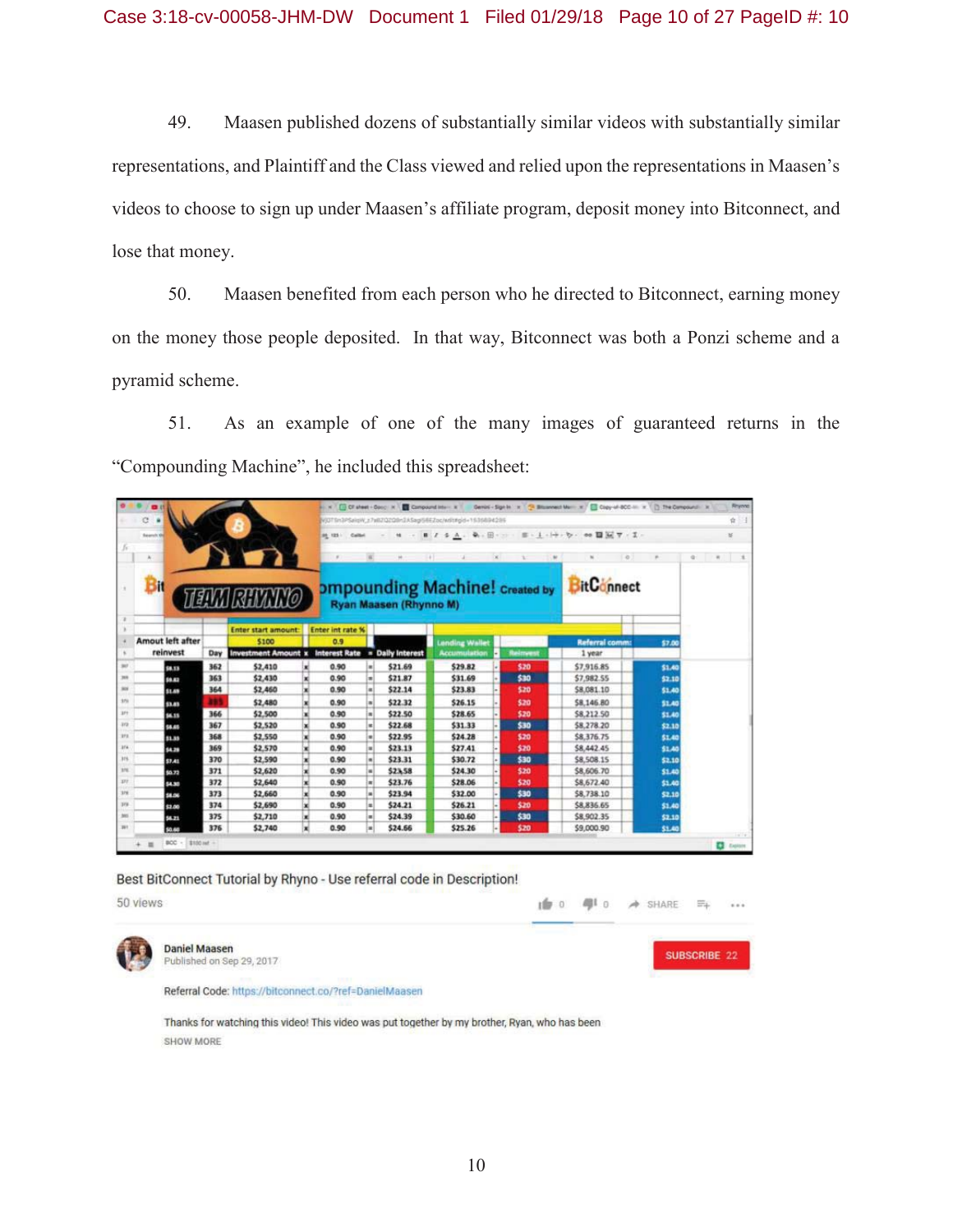49. Maasen published dozens of substantially similar videos with substantially similar representations, and Plaintiff and the Class viewed and relied upon the representations in Maasen's videos to choose to sign up under Maasen's affiliate program, deposit money into Bitconnect, and lose that money.

50. Maasen benefited from each person who he directed to Bitconnect, earning money on the money those people deposited. In that way, Bitconnect was both a Ponzi scheme and a pyramid scheme.

51. As an example of one of the many images of guaranteed returns in the "Compounding Machine", he included this spreadsheet:

Best BitConnect Tutorial by Rhyno - Use referral code in Description!

50 views

Daniel Maasen
Published on Sep 29, 2017

Referral Code: https://bitconnect.co/?ref=DanielMaasen

Thanks for watching this video! This video was put together by my brother, Ryan, who has been

SHOW MORE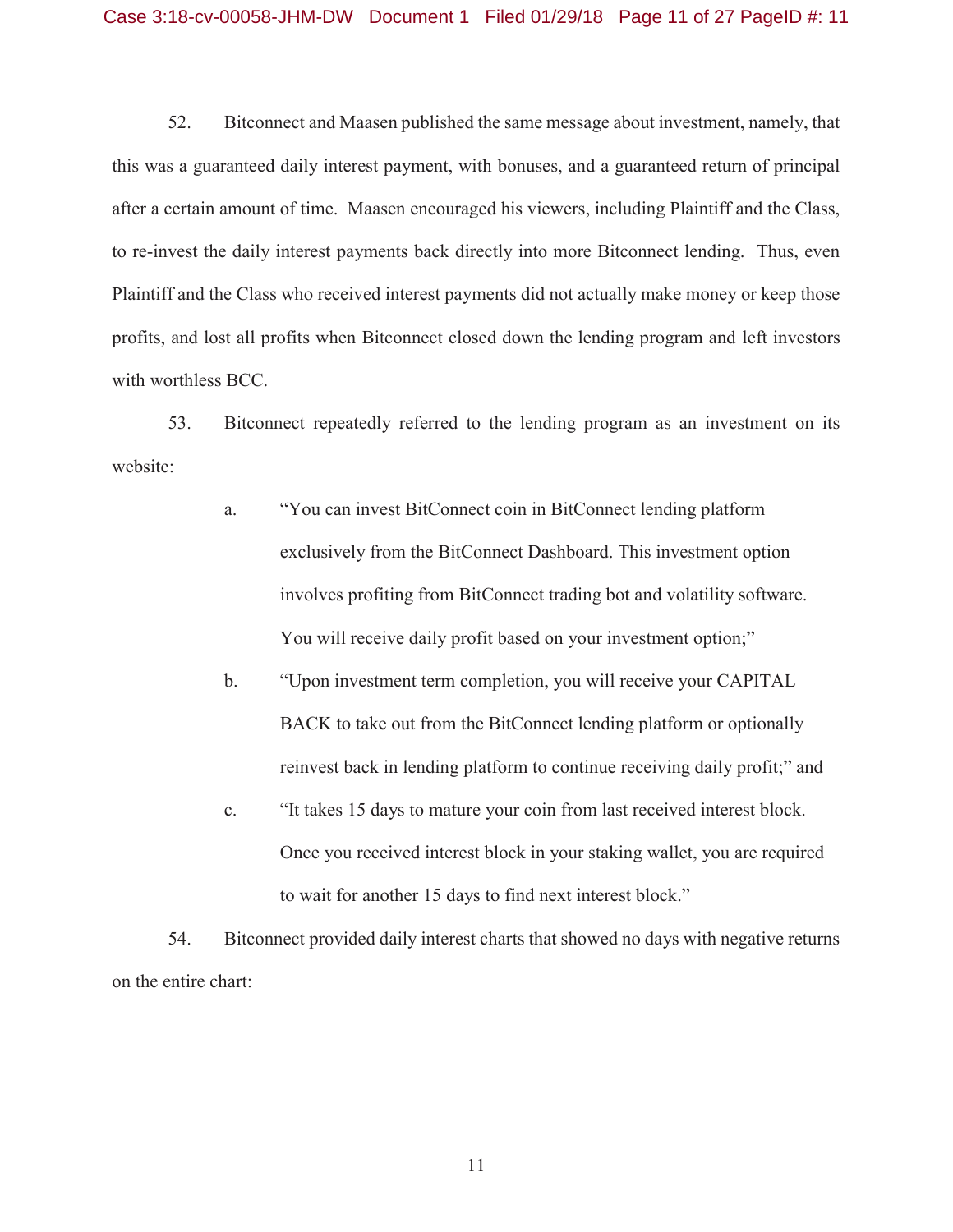52. Bitconnect and Maasen published the same message about investment, namely, that this was a guaranteed daily interest payment, with bonuses, and a guaranteed return of principal after a certain amount of time. Maasen encouraged his viewers, including Plaintiff and the Class, to re-invest the daily interest payments back directly into more Bitconnect lending. Thus, even Plaintiff and the Class who received interest payments did not actually make money or keep those profits, and lost all profits when Bitconnect closed down the lending program and left investors with worthless BCC.

53. Bitconnect repeatedly referred to the lending program as an investment on its website:

a. "You can invest BitConnect coin in BitConnect lending platform exclusively from the BitConnect Dashboard. This investment option involves profiting from BitConnect trading bot and volatility software. You will receive daily profit based on your investment option;"

b. "Upon investment term completion, you will receive your CAPITAL BACK to take out from the BitConnect lending platform or optionally reinvest back in lending platform to continue receiving daily profit;" and

c. "It takes 15 days to mature your coin from last received interest block. Once you received interest block in your staking wallet, you are required to wait for another 15 days to find next interest block."

54. Bitconnect provided daily interest charts that showed no days with negative returns on the entire chart: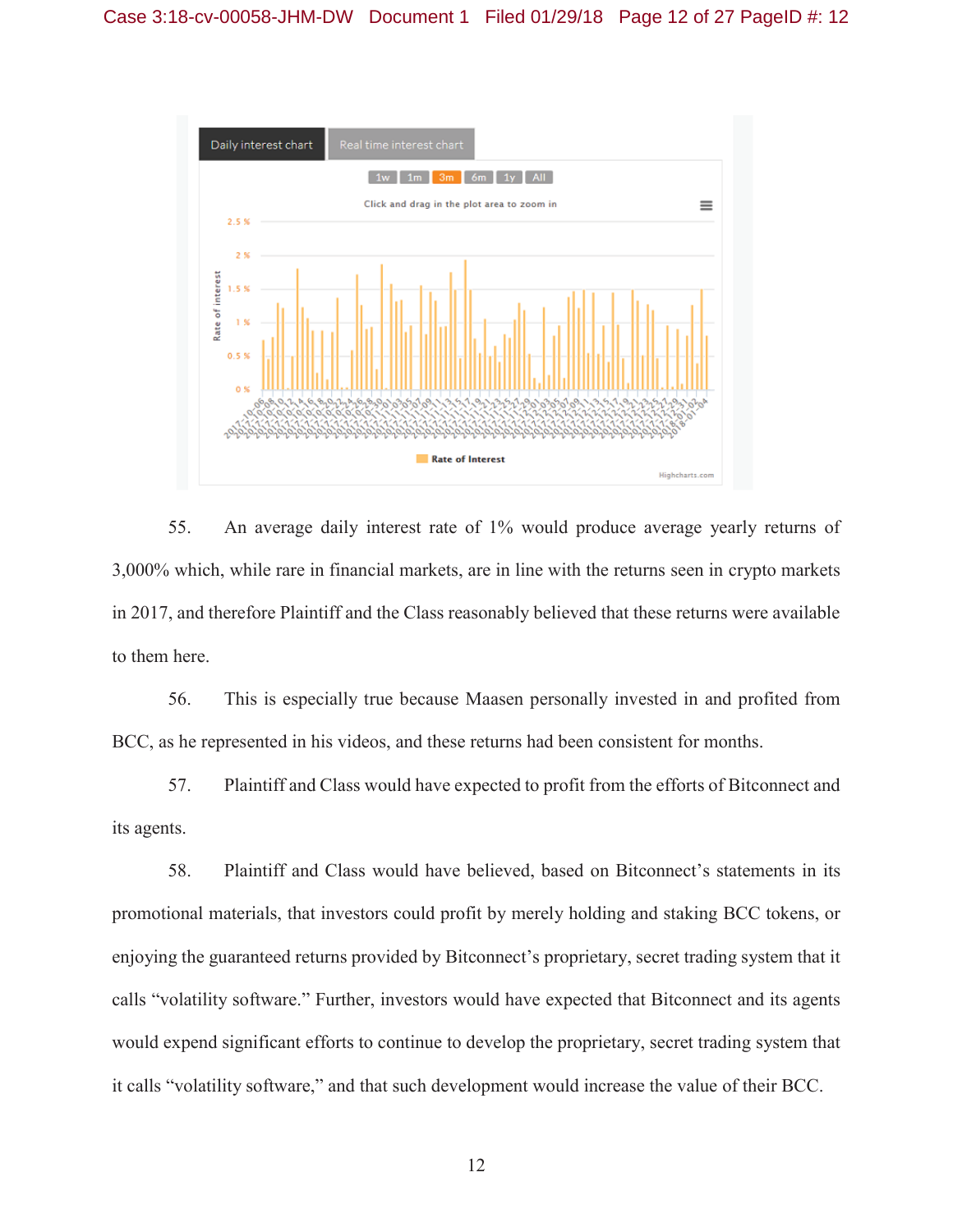55. An average daily interest rate of 1% would produce average yearly returns of 3,000% which, while rare in financial markets, are in line with the returns seen in crypto markets in 2017, and therefore Plaintiff and the Class reasonably believed that these returns were available to them here.

56. This is especially true because Maasen personally invested in and profited from BCC, as he represented in his videos, and these returns had been consistent for months.

57. Plaintiff and Class would have expected to profit from the efforts of Bitconnect and its agents.

58. Plaintiff and Class would have believed, based on Bitconnect's statements in its promotional materials, that investors could profit by merely holding and staking BCC tokens, or enjoying the guaranteed returns provided by Bitconnect's proprietary, secret trading system that it calls "volatility software." Further, investors would have expected that Bitconnect and its agents would expend significant efforts to continue to develop the proprietary, secret trading system that it calls "volatility software," and that such development would increase the value of their BCC.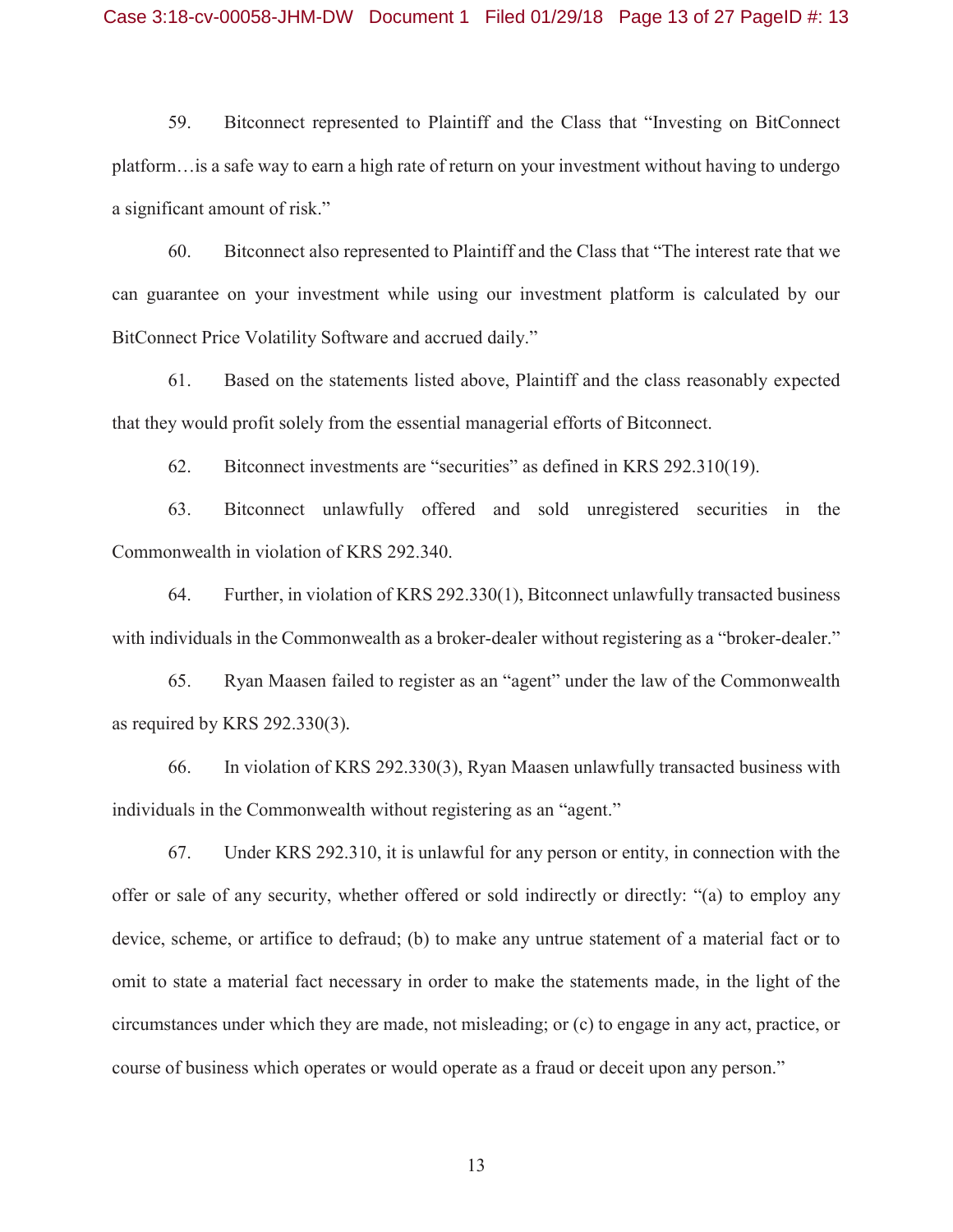59. Bitconnect represented to Plaintiff and the Class that "Investing on BitConnect platform…is a safe way to earn a high rate of return on your investment without having to undergo a significant amount of risk."

60. Bitconnect also represented to Plaintiff and the Class that "The interest rate that we can guarantee on your investment while using our investment platform is calculated by our BitConnect Price Volatility Software and accrued daily."

61. Based on the statements listed above, Plaintiff and the class reasonably expected that they would profit solely from the essential managerial efforts of Bitconnect.

62. Bitconnect investments are "securities" as defined in KRS 292.310(19).

63. Bitconnect unlawfully offered and sold unregistered securities in the Commonwealth in violation of KRS 292.340.

64. Further, in violation of KRS 292.330(1), Bitconnect unlawfully transacted business with individuals in the Commonwealth as a broker-dealer without registering as a "broker-dealer."

65. Ryan Maasen failed to register as an "agent" under the law of the Commonwealth as required by KRS 292.330(3).

66. In violation of KRS 292.330(3), Ryan Maasen unlawfully transacted business with individuals in the Commonwealth without registering as an "agent."

67. Under KRS 292.310, it is unlawful for any person or entity, in connection with the offer or sale of any security, whether offered or sold indirectly or directly: "(a) to employ any device, scheme, or artifice to defraud; (b) to make any untrue statement of a material fact or to omit to state a material fact necessary in order to make the statements made, in the light of the circumstances under which they are made, not misleading; or (c) to engage in any act, practice, or course of business which operates or would operate as a fraud or deceit upon any person."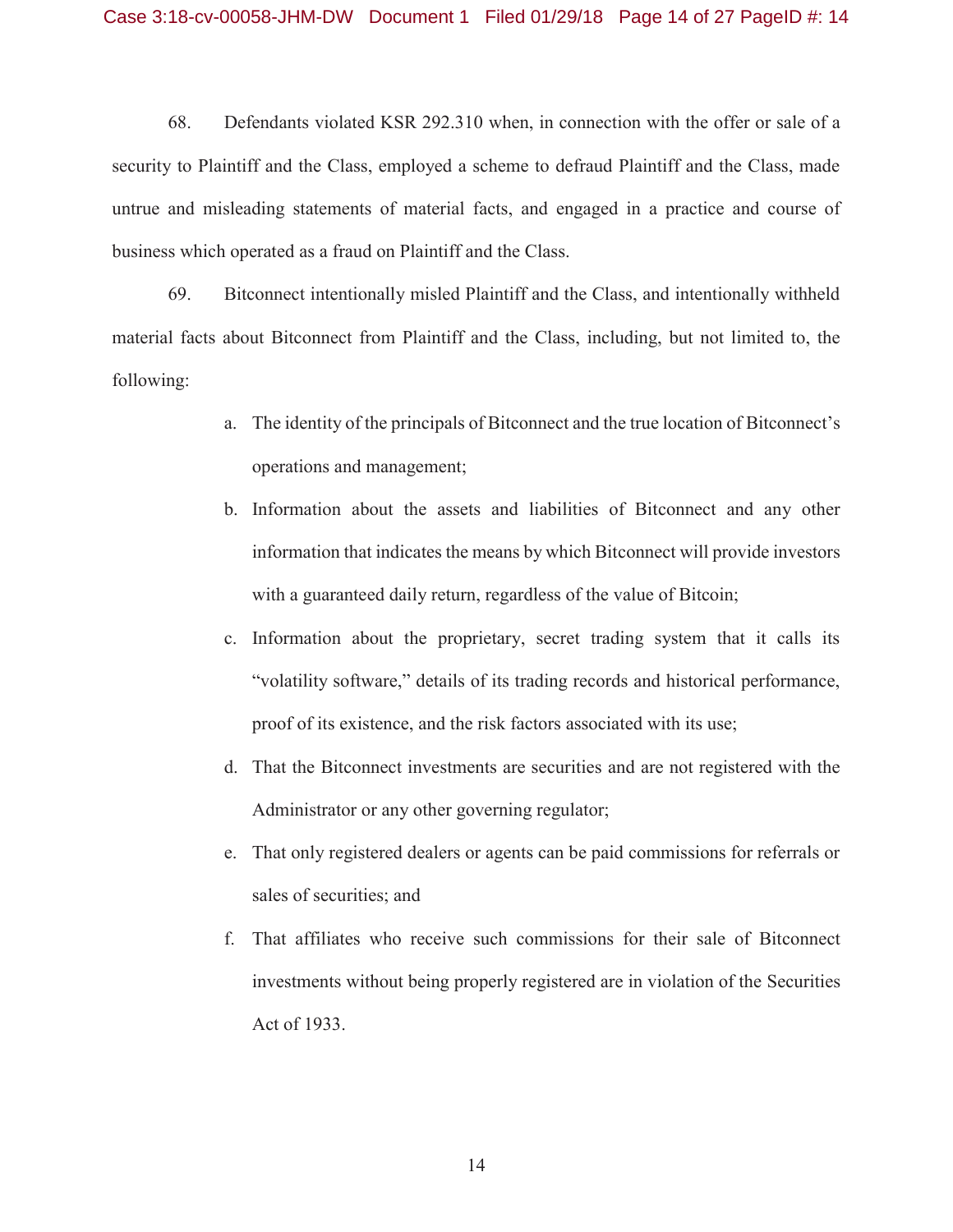68. Defendants violated KSR 292.310 when, in connection with the offer or sale of a security to Plaintiff and the Class, employed a scheme to defraud Plaintiff and the Class, made untrue and misleading statements of material facts, and engaged in a practice and course of business which operated as a fraud on Plaintiff and the Class.

69. Bitconnect intentionally misled Plaintiff and the Class, and intentionally withheld material facts about Bitconnect from Plaintiff and the Class, including, but not limited to, the following:

a. The identity of the principals of Bitconnect and the true location of Bitconnect's operations and management;

b. Information about the assets and liabilities of Bitconnect and any other information that indicates the means by which Bitconnect will provide investors with a guaranteed daily return, regardless of the value of Bitcoin;

c. Information about the proprietary, secret trading system that it calls its "volatility software," details of its trading records and historical performance, proof of its existence, and the risk factors associated with its use;

d. That the Bitconnect investments are securities and are not registered with the Administrator or any other governing regulator;

e. That only registered dealers or agents can be paid commissions for referrals or sales of securities; and

f. That affiliates who receive such commissions for their sale of Bitconnect investments without being properly registered are in violation of the Securities Act of 1933.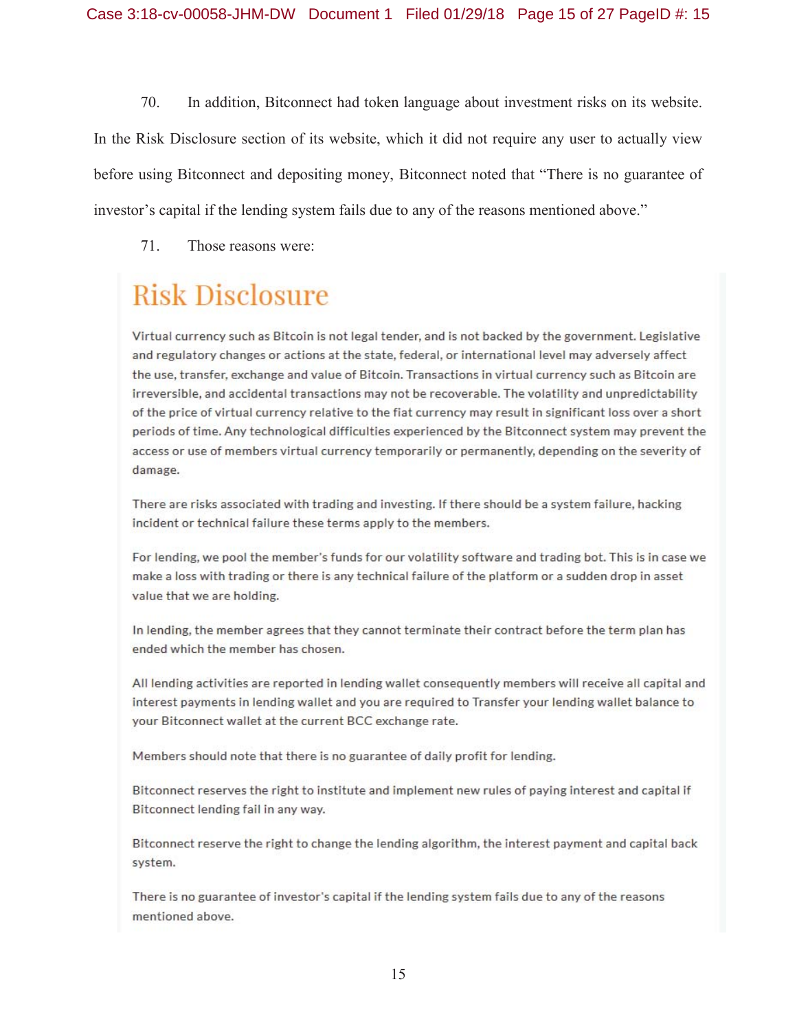70. In addition, Bitconnect had token language about investment risks on its website. In the Risk Disclosure section of its website, which it did not require any user to actually view before using Bitconnect and depositing money, Bitconnect noted that "There is no guarantee of investor's capital if the lending system fails due to any of the reasons mentioned above."

71. Those reasons were:

> ## Risk Disclosure
>
> Virtual currency such as Bitcoin is not legal tender, and is not backed by the government. Legislative and regulatory changes or actions at the state, federal, or international level may adversely affect the use, transfer, exchange and value of Bitcoin. Transactions in virtual currency such as Bitcoin are irreversible, and accidental transactions may not be recoverable. The volatility and unpredictability of the price of virtual currency relative to the fiat currency may result in significant loss over a short periods of time. Any technological difficulties experienced by the Bitconnect system may prevent the access or use of members virtual currency temporarily or permanently, depending on the severity of damage.
>
> There are risks associated with trading and investing. If there should be a system failure, hacking incident or technical failure these terms apply to the members.
>
> For lending, we pool the member's funds for our volatility software and trading bot. This is in case we make a loss with trading or there is any technical failure of the platform or a sudden drop in asset value that we are holding.
>
> In lending, the member agrees that they cannot terminate their contract before the term plan has ended which the member has chosen.
>
> All lending activities are reported in lending wallet consequently members will receive all capital and interest payments in lending wallet and you are required to Transfer your lending wallet balance to your Bitconnect wallet at the current BCC exchange rate.
>
> Members should note that there is no guarantee of daily profit for lending.
>
> Bitconnect reserves the right to institute and implement new rules of paying interest and capital if Bitconnect lending fail in any way.
>
> Bitconnect reserve the right to change the lending algorithm, the interest payment and capital back system.
>
> There is no guarantee of investor's capital if the lending system fails due to any of the reasons mentioned above.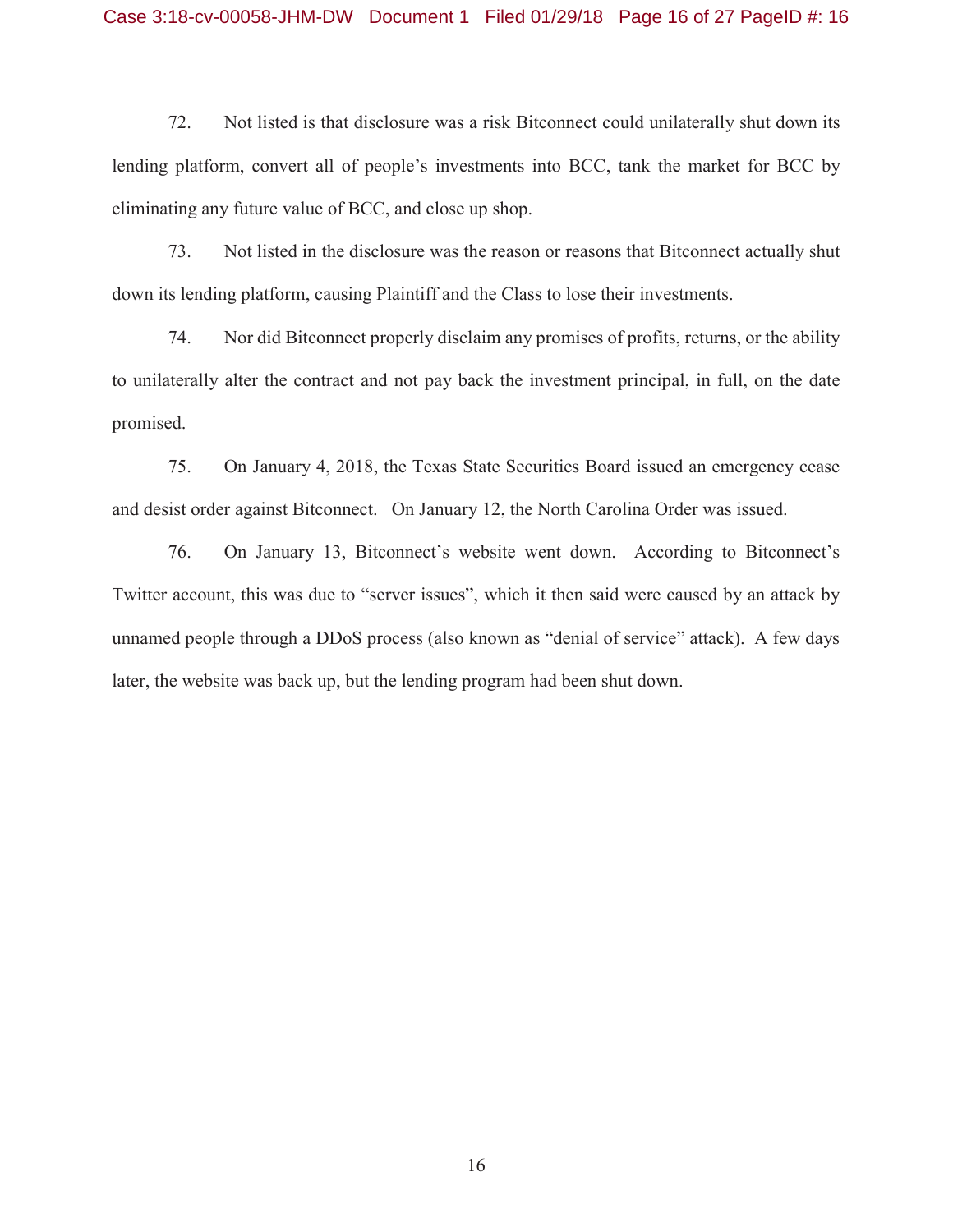72. Not listed is that disclosure was a risk Bitconnect could unilaterally shut down its lending platform, convert all of people's investments into BCC, tank the market for BCC by eliminating any future value of BCC, and close up shop.

73. Not listed in the disclosure was the reason or reasons that Bitconnect actually shut down its lending platform, causing Plaintiff and the Class to lose their investments.

74. Nor did Bitconnect properly disclaim any promises of profits, returns, or the ability to unilaterally alter the contract and not pay back the investment principal, in full, on the date promised.

75. On January 4, 2018, the Texas State Securities Board issued an emergency cease and desist order against Bitconnect. On January 12, the North Carolina Order was issued.

76. On January 13, Bitconnect's website went down. According to Bitconnect's Twitter account, this was due to "server issues", which it then said were caused by an attack by unnamed people through a DDoS process (also known as "denial of service" attack). A few days later, the website was back up, but the lending program had been shut down.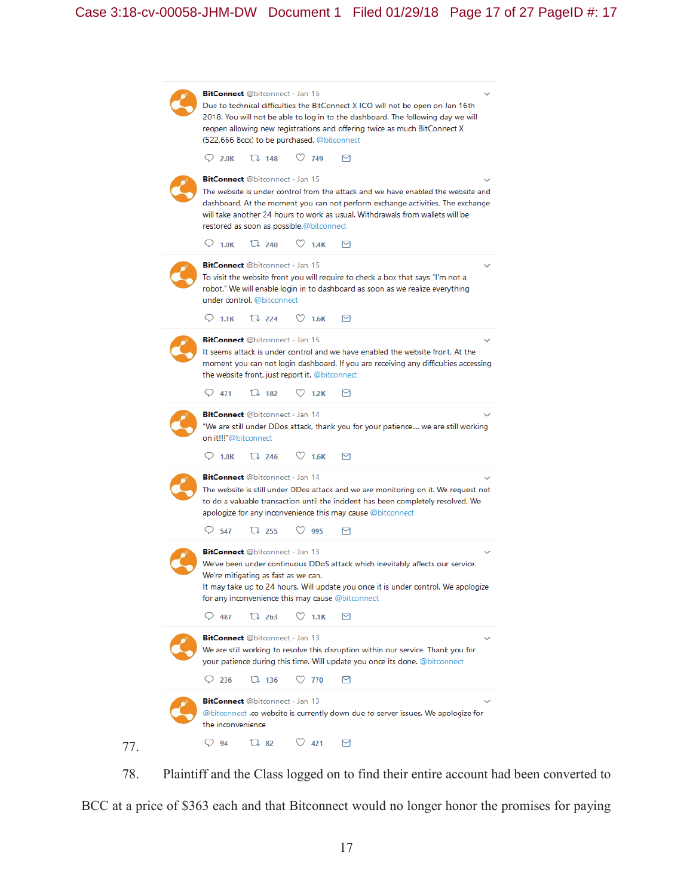**BitConnect** @bitconnect · Jan 15

Due to technical difficulties the BitConnect X ICO will not be open on Jan 16th 2018. You will not be able to log in to the dashboard. The following day we will reopen allowing new registrations and offering twice as much BitConnect X (522,666 Bccx) to be purchased. @bitconnect

2.0K 148 749

**BitConnect** @bitconnect · Jan 15

The website is under control from the attack and we have enabled the website and dashboard. At the moment you can not perform exchange activities. The exchange will take another 24 hours to work as usual. Withdrawals from wallets will be restored as soon as possible.@bitconnect

1.0K 240 1.4K

**BitConnect** @bitconnect · Jan 15

To visit the website front you will require to check a box that says "I'm not a robot." We will enable login in to dashboard as soon as we realize everything under control. @bitconnect

1.1K 224 1.6K

**BitConnect** @bitconnect · Jan 15

It seems attack is under control and we have enabled the website front. At the moment you can not login dashboard. If you are receiving any difficulties accessing the website front, just report it. @bitconnect

471 182 1.2K

**BitConnect** @bitconnect · Jan 14

"We are still under DDos attack, thank you for your patience.... we are still working on it!!!"@bitconnect

1.0K 246 1.6K

**BitConnect** @bitconnect · Jan 14

The website is still under DDos attack and we are monitoring on it. We request not to do a valuable transaction until the incident has been completely resolved. We apologize for any inconvenience this may cause @bitconnect

547 255 995

**BitConnect** @bitconnect · Jan 13

We've been under continuous DDoS attack which inevitably affects our service. We're mitigating as fast as we can.
It may take up to 24 hours. Will update you once it is under control. We apologize for any inconvenience this may cause @bitconnect

487 263 1.1K

**BitConnect** @bitconnect · Jan 13

We are still working to resolve this disruption within our service. Thank you for your patience during this time. Will update you once its done. @bitconnect

236 136 770

**BitConnect** @bitconnect · Jan 13

@bitconnect .co website is currently down due to server issues. We apologize for the inconvenience

94 82 421

77.

78. Plaintiff and the Class logged on to find their entire account had been converted to BCC at a price of $363 each and that Bitconnect would no longer honor the promises for paying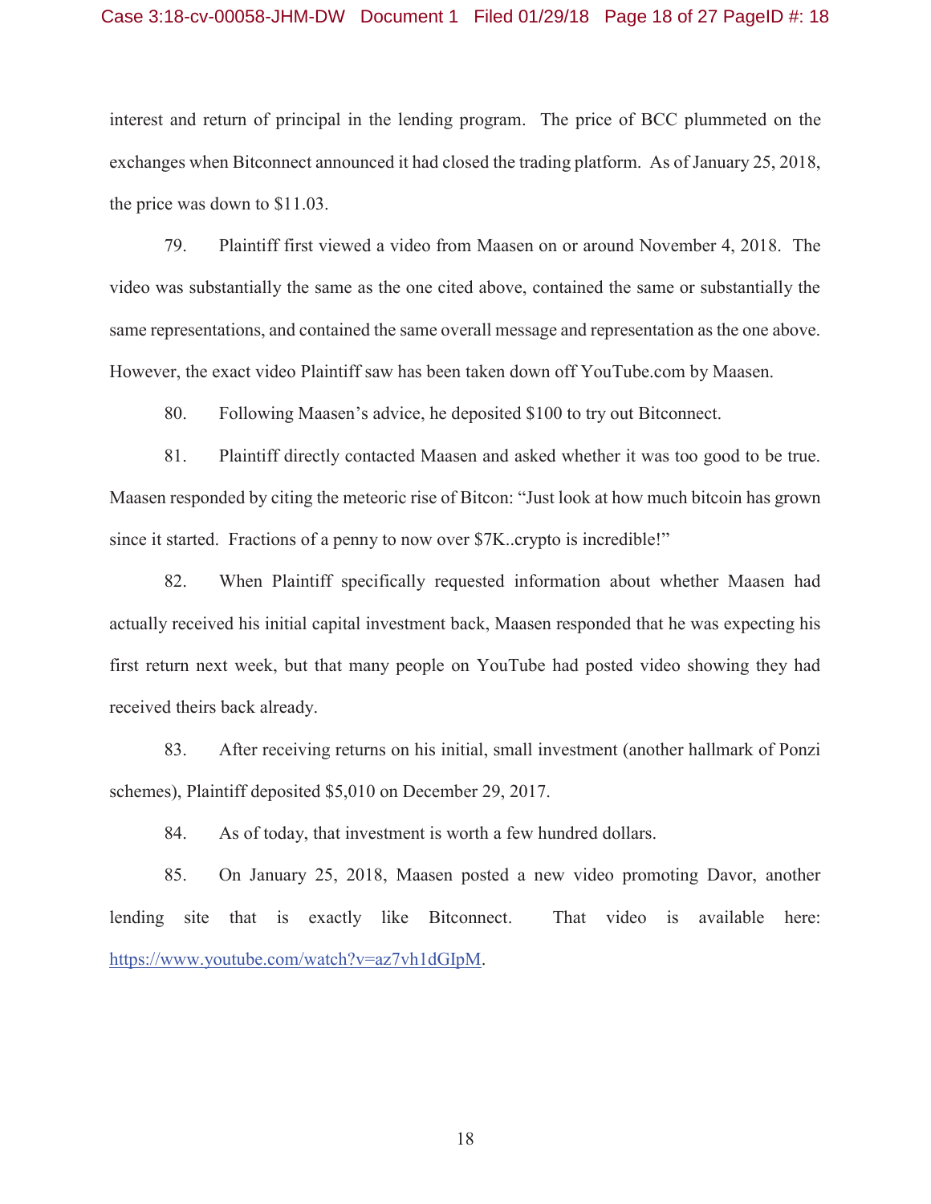interest and return of principal in the lending program. The price of BCC plummeted on the exchanges when Bitconnect announced it had closed the trading platform. As of January 25, 2018, the price was down to $11.03.

79. Plaintiff first viewed a video from Maasen on or around November 4, 2018. The video was substantially the same as the one cited above, contained the same or substantially the same representations, and contained the same overall message and representation as the one above. However, the exact video Plaintiff saw has been taken down off YouTube.com by Maasen.

80. Following Maasen's advice, he deposited $100 to try out Bitconnect.

81. Plaintiff directly contacted Maasen and asked whether it was too good to be true. Maasen responded by citing the meteoric rise of Bitcon: "Just look at how much bitcoin has grown since it started. Fractions of a penny to now over $7K..crypto is incredible!"

82. When Plaintiff specifically requested information about whether Maasen had actually received his initial capital investment back, Maasen responded that he was expecting his first return next week, but that many people on YouTube had posted video showing they had received theirs back already.

83. After receiving returns on his initial, small investment (another hallmark of Ponzi schemes), Plaintiff deposited $5,010 on December 29, 2017.

84. As of today, that investment is worth a few hundred dollars.

85. On January 25, 2018, Maasen posted a new video promoting Davor, another lending site that is exactly like Bitconnect. That video is available here: https://www.youtube.com/watch?v=az7vh1dGIpM.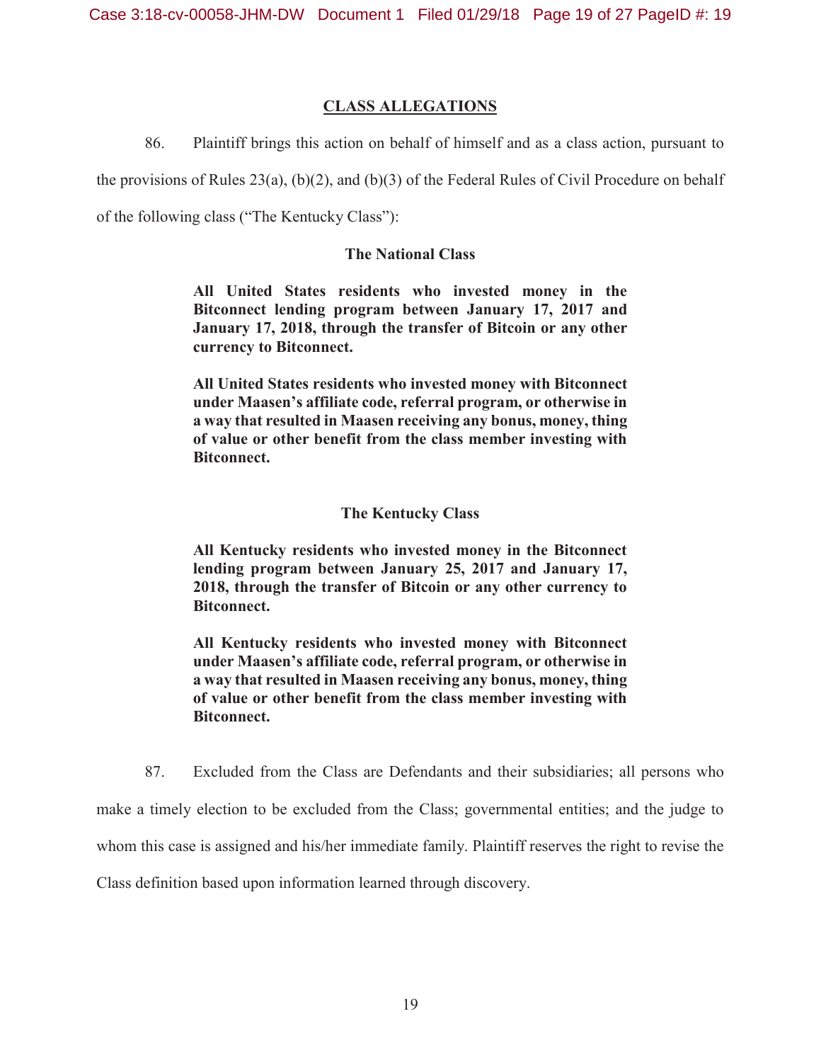## CLASS ALLEGATIONS

86. Plaintiff brings this action on behalf of himself and as a class action, pursuant to the provisions of Rules 23(a), (b)(2), and (b)(3) of the Federal Rules of Civil Procedure on behalf of the following class ("The Kentucky Class"):

### The National Class

**All United States residents who invested money in the Bitconnect lending program between January 17, 2017 and January 17, 2018, through the transfer of Bitcoin or any other currency to Bitconnect.**

**All United States residents who invested money with Bitconnect under Maasen's affiliate code, referral program, or otherwise in a way that resulted in Maasen receiving any bonus, money, thing of value or other benefit from the class member investing with Bitconnect.**

### The Kentucky Class

**All Kentucky residents who invested money in the Bitconnect lending program between January 25, 2017 and January 17, 2018, through the transfer of Bitcoin or any other currency to Bitconnect.**

**All Kentucky residents who invested money with Bitconnect under Maasen's affiliate code, referral program, or otherwise in a way that resulted in Maasen receiving any bonus, money, thing of value or other benefit from the class member investing with Bitconnect.**

87. Excluded from the Class are Defendants and their subsidiaries; all persons who make a timely election to be excluded from the Class; governmental entities; and the judge to whom this case is assigned and his/her immediate family. Plaintiff reserves the right to revise the Class definition based upon information learned through discovery.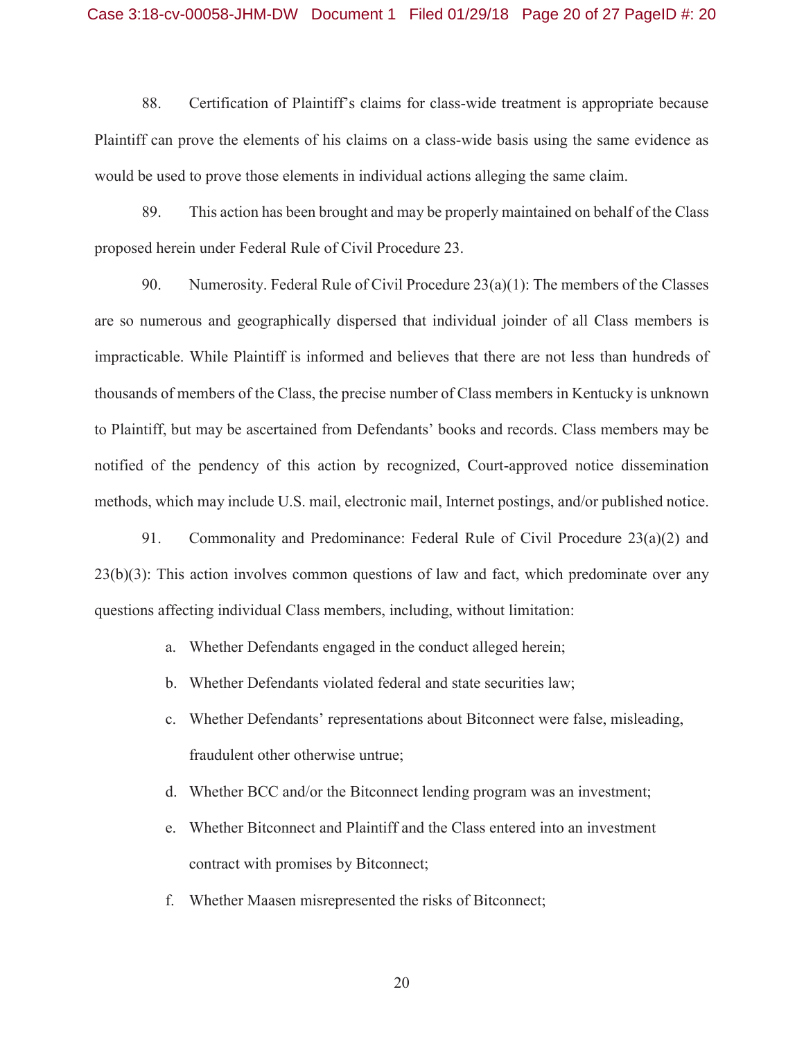88. Certification of Plaintiff's claims for class-wide treatment is appropriate because Plaintiff can prove the elements of his claims on a class-wide basis using the same evidence as would be used to prove those elements in individual actions alleging the same claim.

89. This action has been brought and may be properly maintained on behalf of the Class proposed herein under Federal Rule of Civil Procedure 23.

90. Numerosity. Federal Rule of Civil Procedure 23(a)(1): The members of the Classes are so numerous and geographically dispersed that individual joinder of all Class members is impracticable. While Plaintiff is informed and believes that there are not less than hundreds of thousands of members of the Class, the precise number of Class members in Kentucky is unknown to Plaintiff, but may be ascertained from Defendants' books and records. Class members may be notified of the pendency of this action by recognized, Court-approved notice dissemination methods, which may include U.S. mail, electronic mail, Internet postings, and/or published notice.

91. Commonality and Predominance: Federal Rule of Civil Procedure 23(a)(2) and 23(b)(3): This action involves common questions of law and fact, which predominate over any questions affecting individual Class members, including, without limitation:

a. Whether Defendants engaged in the conduct alleged herein;

b. Whether Defendants violated federal and state securities law;

c. Whether Defendants' representations about Bitconnect were false, misleading, fraudulent other otherwise untrue;

d. Whether BCC and/or the Bitconnect lending program was an investment;

e. Whether Bitconnect and Plaintiff and the Class entered into an investment contract with promises by Bitconnect;

f. Whether Maasen misrepresented the risks of Bitconnect;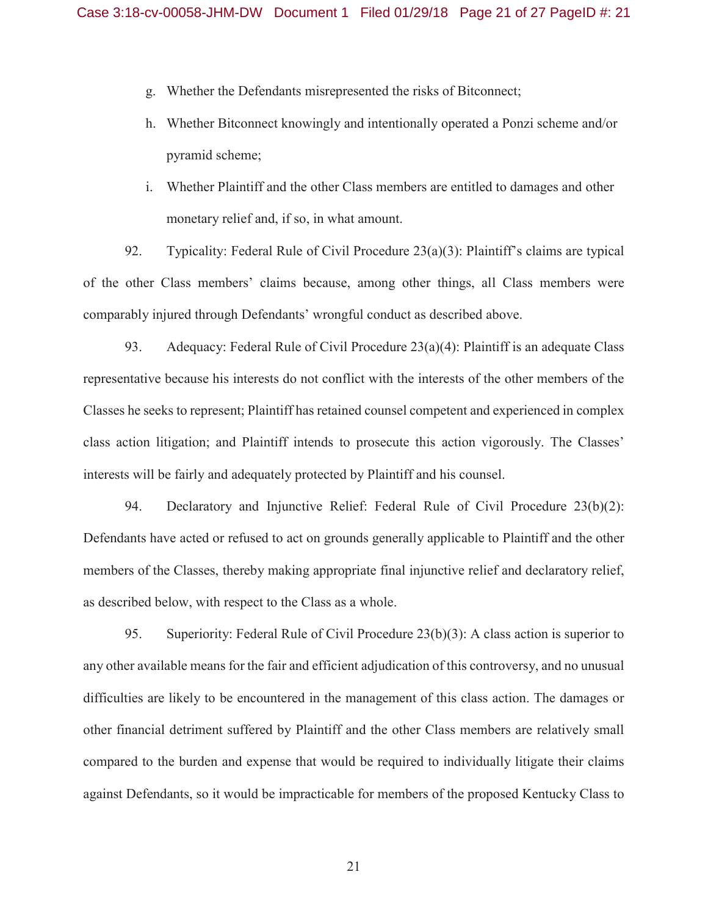g. Whether the Defendants misrepresented the risks of Bitconnect;

h. Whether Bitconnect knowingly and intentionally operated a Ponzi scheme and/or pyramid scheme;

i. Whether Plaintiff and the other Class members are entitled to damages and other monetary relief and, if so, in what amount.

92. Typicality: Federal Rule of Civil Procedure 23(a)(3): Plaintiff's claims are typical of the other Class members' claims because, among other things, all Class members were comparably injured through Defendants' wrongful conduct as described above.

93. Adequacy: Federal Rule of Civil Procedure 23(a)(4): Plaintiff is an adequate Class representative because his interests do not conflict with the interests of the other members of the Classes he seeks to represent; Plaintiff has retained counsel competent and experienced in complex class action litigation; and Plaintiff intends to prosecute this action vigorously. The Classes' interests will be fairly and adequately protected by Plaintiff and his counsel.

94. Declaratory and Injunctive Relief: Federal Rule of Civil Procedure 23(b)(2): Defendants have acted or refused to act on grounds generally applicable to Plaintiff and the other members of the Classes, thereby making appropriate final injunctive relief and declaratory relief, as described below, with respect to the Class as a whole.

95. Superiority: Federal Rule of Civil Procedure 23(b)(3): A class action is superior to any other available means for the fair and efficient adjudication of this controversy, and no unusual difficulties are likely to be encountered in the management of this class action. The damages or other financial detriment suffered by Plaintiff and the other Class members are relatively small compared to the burden and expense that would be required to individually litigate their claims against Defendants, so it would be impracticable for members of the proposed Kentucky Class to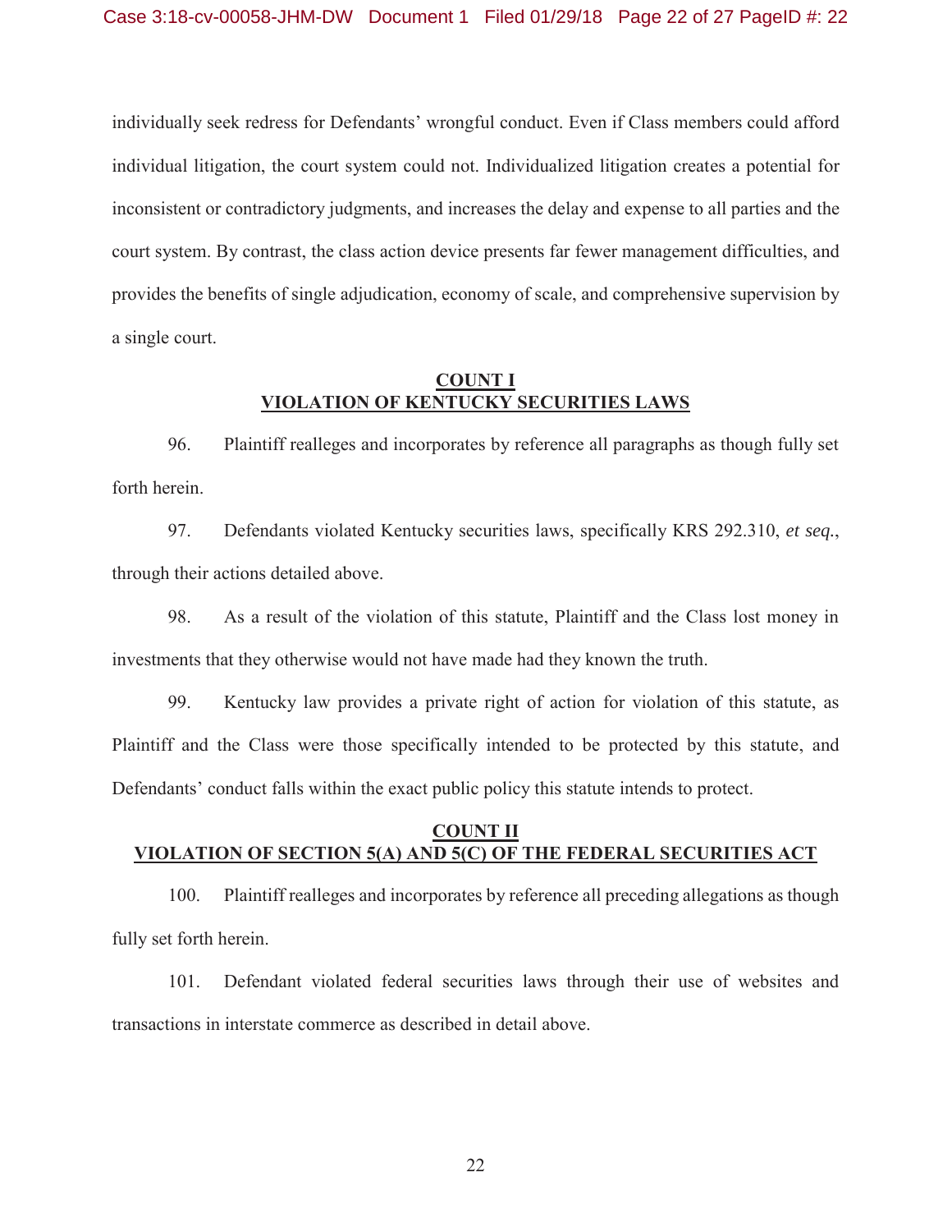individually seek redress for Defendants' wrongful conduct. Even if Class members could afford individual litigation, the court system could not. Individualized litigation creates a potential for inconsistent or contradictory judgments, and increases the delay and expense to all parties and the court system. By contrast, the class action device presents far fewer management difficulties, and provides the benefits of single adjudication, economy of scale, and comprehensive supervision by a single court.

## COUNT I
## VIOLATION OF KENTUCKY SECURITIES LAWS

96. Plaintiff realleges and incorporates by reference all paragraphs as though fully set forth herein.

97. Defendants violated Kentucky securities laws, specifically KRS 292.310, *et seq.*, through their actions detailed above.

98. As a result of the violation of this statute, Plaintiff and the Class lost money in investments that they otherwise would not have made had they known the truth.

99. Kentucky law provides a private right of action for violation of this statute, as Plaintiff and the Class were those specifically intended to be protected by this statute, and Defendants' conduct falls within the exact public policy this statute intends to protect.

## COUNT II
## VIOLATION OF SECTION 5(A) AND 5(C) OF THE FEDERAL SECURITIES ACT

100. Plaintiff realleges and incorporates by reference all preceding allegations as though fully set forth herein.

101. Defendant violated federal securities laws through their use of websites and transactions in interstate commerce as described in detail above.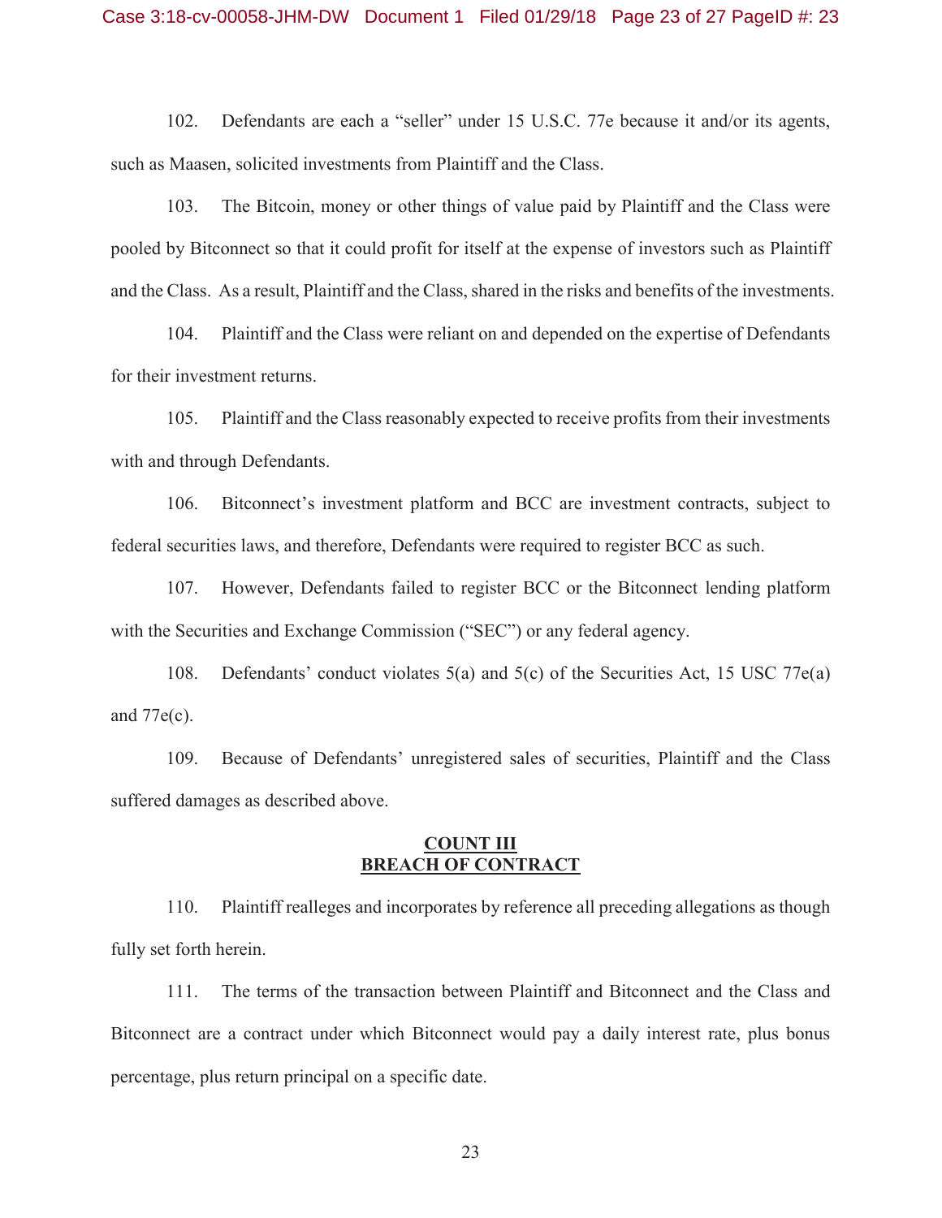102. Defendants are each a "seller" under 15 U.S.C. 77e because it and/or its agents, such as Maasen, solicited investments from Plaintiff and the Class.

103. The Bitcoin, money or other things of value paid by Plaintiff and the Class were pooled by Bitconnect so that it could profit for itself at the expense of investors such as Plaintiff and the Class. As a result, Plaintiff and the Class, shared in the risks and benefits of the investments.

104. Plaintiff and the Class were reliant on and depended on the expertise of Defendants for their investment returns.

105. Plaintiff and the Class reasonably expected to receive profits from their investments with and through Defendants.

106. Bitconnect's investment platform and BCC are investment contracts, subject to federal securities laws, and therefore, Defendants were required to register BCC as such.

107. However, Defendants failed to register BCC or the Bitconnect lending platform with the Securities and Exchange Commission ("SEC") or any federal agency.

108. Defendants' conduct violates 5(a) and 5(c) of the Securities Act, 15 USC 77e(a) and 77e(c).

109. Because of Defendants' unregistered sales of securities, Plaintiff and the Class suffered damages as described above.

## COUNT III
## BREACH OF CONTRACT

110. Plaintiff realleges and incorporates by reference all preceding allegations as though fully set forth herein.

111. The terms of the transaction between Plaintiff and Bitconnect and the Class and Bitconnect are a contract under which Bitconnect would pay a daily interest rate, plus bonus percentage, plus return principal on a specific date.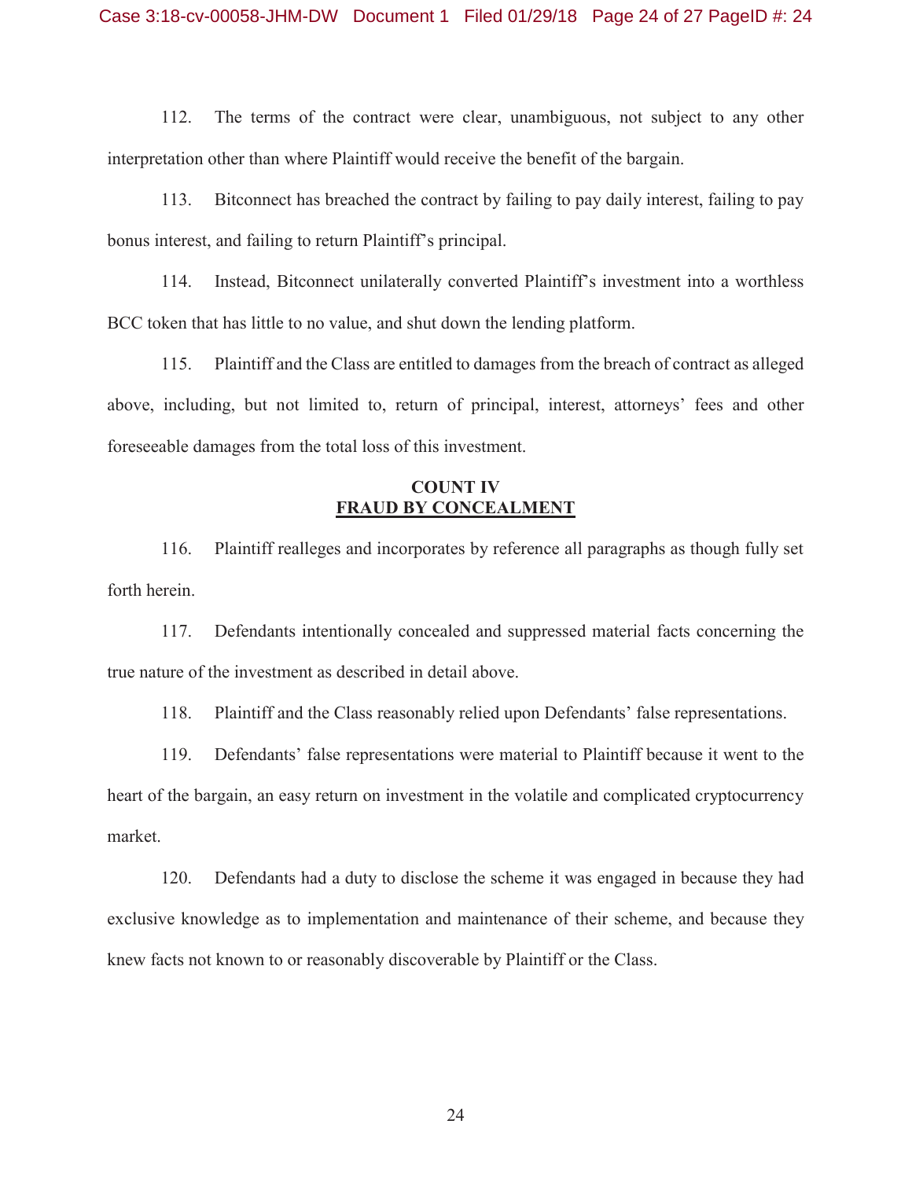112. The terms of the contract were clear, unambiguous, not subject to any other interpretation other than where Plaintiff would receive the benefit of the bargain.

113. Bitconnect has breached the contract by failing to pay daily interest, failing to pay bonus interest, and failing to return Plaintiff's principal.

114. Instead, Bitconnect unilaterally converted Plaintiff's investment into a worthless BCC token that has little to no value, and shut down the lending platform.

115. Plaintiff and the Class are entitled to damages from the breach of contract as alleged above, including, but not limited to, return of principal, interest, attorneys' fees and other foreseeable damages from the total loss of this investment.

**COUNT IV**
**FRAUD BY CONCEALMENT**

116. Plaintiff realleges and incorporates by reference all paragraphs as though fully set forth herein.

117. Defendants intentionally concealed and suppressed material facts concerning the true nature of the investment as described in detail above.

118. Plaintiff and the Class reasonably relied upon Defendants' false representations.

119. Defendants' false representations were material to Plaintiff because it went to the heart of the bargain, an easy return on investment in the volatile and complicated cryptocurrency market.

120. Defendants had a duty to disclose the scheme it was engaged in because they had exclusive knowledge as to implementation and maintenance of their scheme, and because they knew facts not known to or reasonably discoverable by Plaintiff or the Class.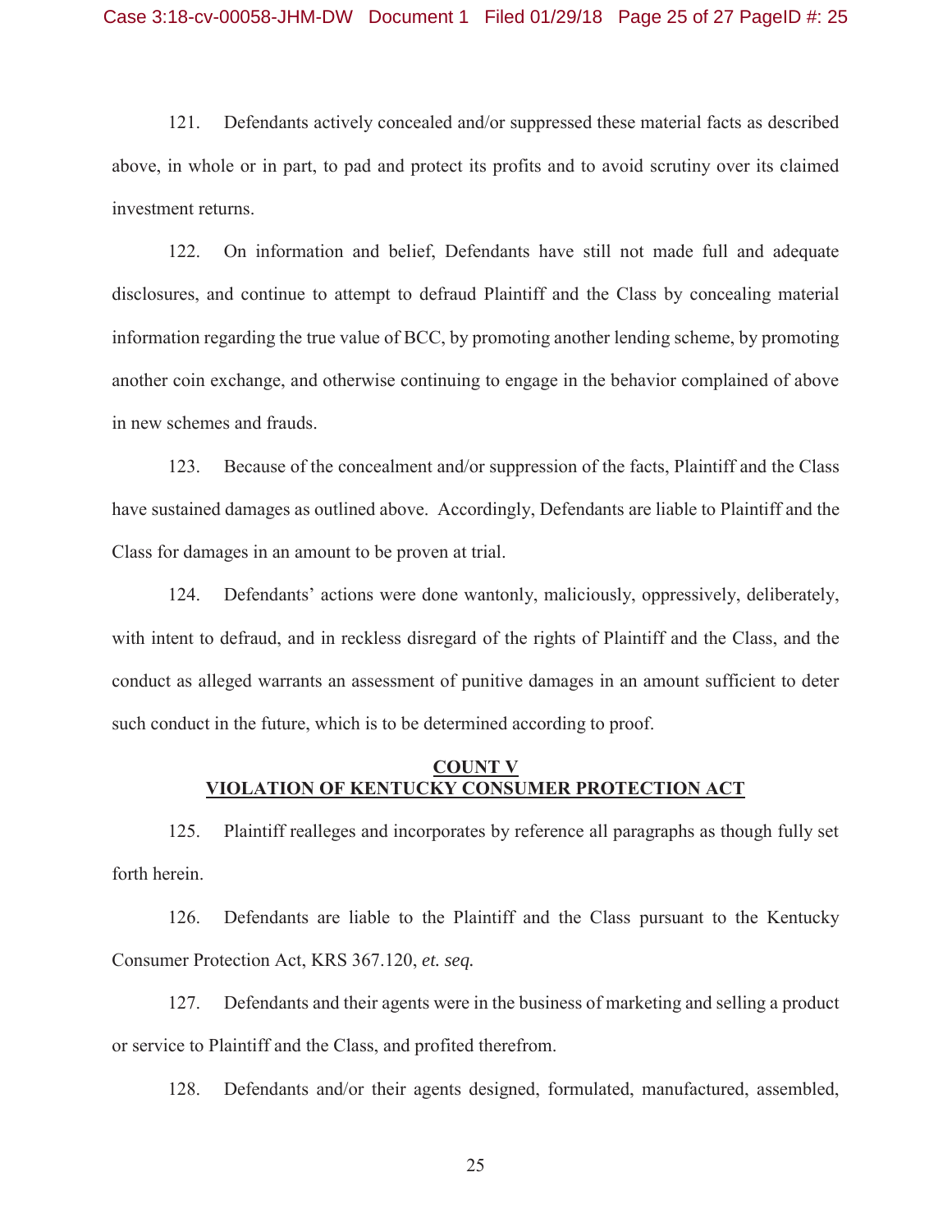121. Defendants actively concealed and/or suppressed these material facts as described above, in whole or in part, to pad and protect its profits and to avoid scrutiny over its claimed investment returns.

122. On information and belief, Defendants have still not made full and adequate disclosures, and continue to attempt to defraud Plaintiff and the Class by concealing material information regarding the true value of BCC, by promoting another lending scheme, by promoting another coin exchange, and otherwise continuing to engage in the behavior complained of above in new schemes and frauds.

123. Because of the concealment and/or suppression of the facts, Plaintiff and the Class have sustained damages as outlined above. Accordingly, Defendants are liable to Plaintiff and the Class for damages in an amount to be proven at trial.

124. Defendants' actions were done wantonly, maliciously, oppressively, deliberately, with intent to defraud, and in reckless disregard of the rights of Plaintiff and the Class, and the conduct as alleged warrants an assessment of punitive damages in an amount sufficient to deter such conduct in the future, which is to be determined according to proof.

## COUNT V
## VIOLATION OF KENTUCKY CONSUMER PROTECTION ACT

125. Plaintiff realleges and incorporates by reference all paragraphs as though fully set forth herein.

126. Defendants are liable to the Plaintiff and the Class pursuant to the Kentucky Consumer Protection Act, KRS 367.120, *et. seq.*

127. Defendants and their agents were in the business of marketing and selling a product or service to Plaintiff and the Class, and profited therefrom.

128. Defendants and/or their agents designed, formulated, manufactured, assembled,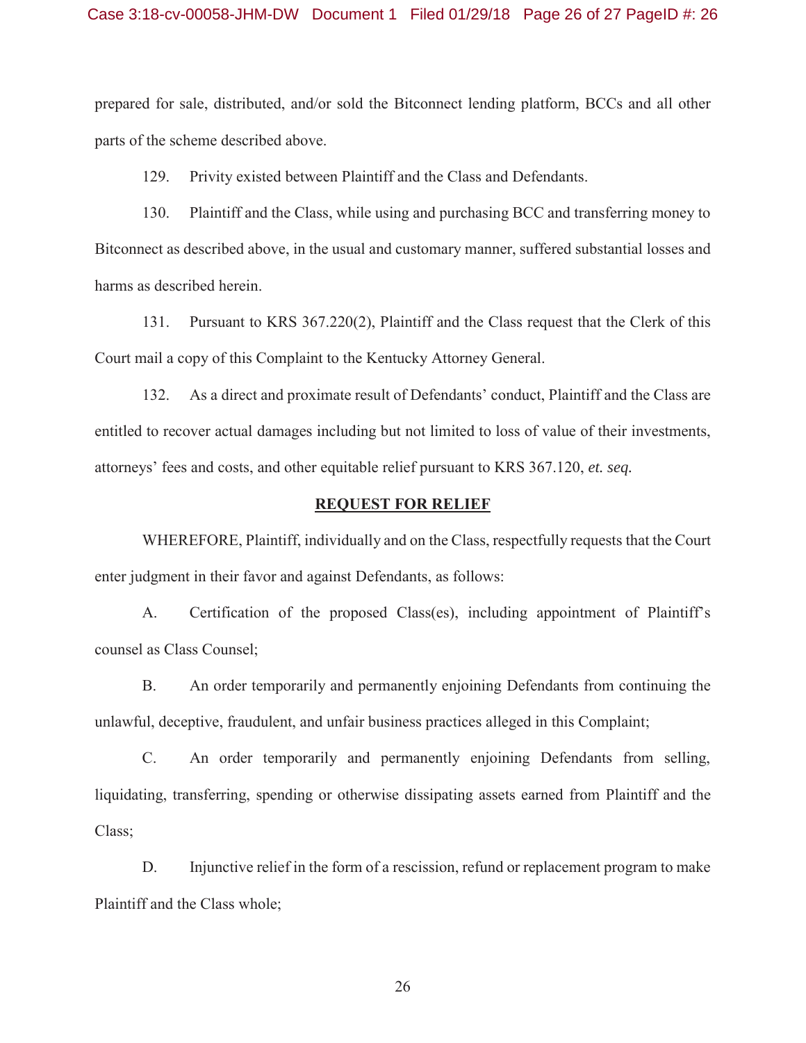prepared for sale, distributed, and/or sold the Bitconnect lending platform, BCCs and all other parts of the scheme described above.

129. Privity existed between Plaintiff and the Class and Defendants.

130. Plaintiff and the Class, while using and purchasing BCC and transferring money to Bitconnect as described above, in the usual and customary manner, suffered substantial losses and harms as described herein.

131. Pursuant to KRS 367.220(2), Plaintiff and the Class request that the Clerk of this Court mail a copy of this Complaint to the Kentucky Attorney General.

132. As a direct and proximate result of Defendants' conduct, Plaintiff and the Class are entitled to recover actual damages including but not limited to loss of value of their investments, attorneys' fees and costs, and other equitable relief pursuant to KRS 367.120, *et. seq.*

**REQUEST FOR RELIEF**

WHEREFORE, Plaintiff, individually and on the Class, respectfully requests that the Court enter judgment in their favor and against Defendants, as follows:

A. Certification of the proposed Class(es), including appointment of Plaintiff's counsel as Class Counsel;

B. An order temporarily and permanently enjoining Defendants from continuing the unlawful, deceptive, fraudulent, and unfair business practices alleged in this Complaint;

C. An order temporarily and permanently enjoining Defendants from selling, liquidating, transferring, spending or otherwise dissipating assets earned from Plaintiff and the Class;

D. Injunctive relief in the form of a rescission, refund or replacement program to make Plaintiff and the Class whole;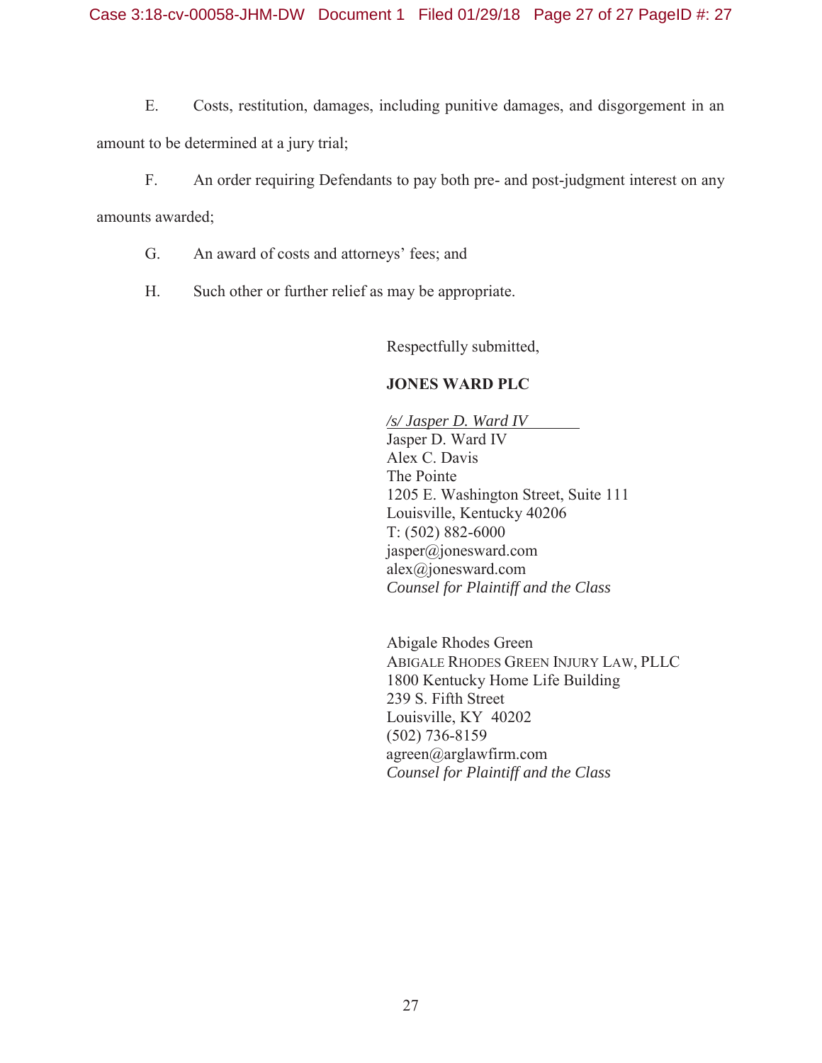E. Costs, restitution, damages, including punitive damages, and disgorgement in an amount to be determined at a jury trial;

F. An order requiring Defendants to pay both pre- and post-judgment interest on any amounts awarded;

G. An award of costs and attorneys' fees; and

H. Such other or further relief as may be appropriate.

Respectfully submitted,

**JONES WARD PLC**

*/s/ Jasper D. Ward IV*
Jasper D. Ward IV
Alex C. Davis
The Pointe
1205 E. Washington Street, Suite 111
Louisville, Kentucky 40206
T: (502) 882-6000
jasper@jonesward.com
alex@jonesward.com
*Counsel for Plaintiff and the Class*

Abigale Rhodes Green
ABIGALE RHODES GREEN INJURY LAW, PLLC
1800 Kentucky Home Life Building
239 S. Fifth Street
Louisville, KY 40202
(502) 736-8159
agreen@arglawfirm.com
*Counsel for Plaintiff and the Class*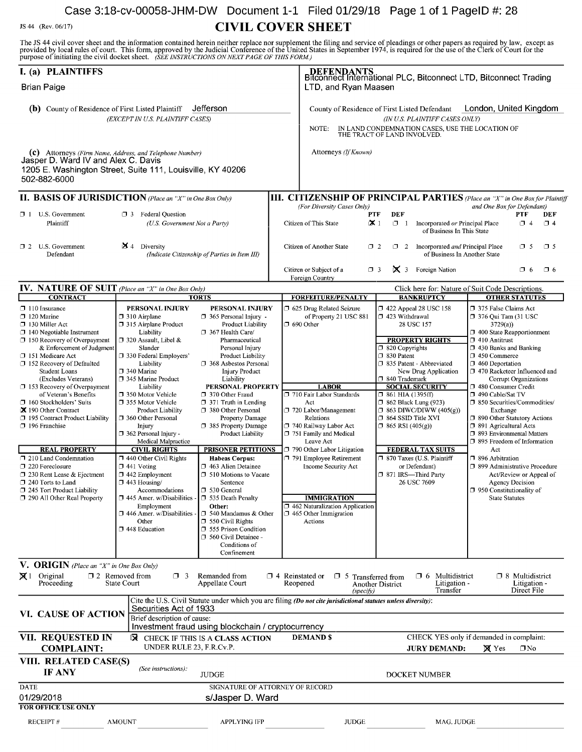JS 44 (Rev. 06/17)

# CIVIL COVER SHEET

The JS 44 civil cover sheet and the information contained herein neither replace nor supplement the filing and service of pleadings or other papers as required by law, except as provided by local rules of court. This form, approved by the Judicial Conference of the United States in September 1974, is required for the use of the Clerk of Court for the purpose of initiating the civil docket sheet. *(SEE INSTRUCTIONS ON NEXT PAGE OF THIS FORM.)*

## I. (a) PLAINTIFFS

Brian Paige

**DEFENDANTS**

Bitconnect International PLC, Bitconnect LTD, Bitconnect Trading LTD, and Ryan Maasen

**(b)** County of Residence of First Listed Plaintiff: Jefferson
*(EXCEPT IN U.S. PLAINTIFF CASES)*

County of Residence of First Listed Defendant: London, United Kingdom
*(IN U.S. PLAINTIFF CASES ONLY)*

NOTE: IN LAND CONDEMNATION CASES, USE THE LOCATION OF THE TRACT OF LAND INVOLVED.

**(c)** Attorneys *(Firm Name, Address, and Telephone Number)*
Jasper D. Ward IV and Alex C. Davis
1205 E. Washington Street, Suite 111, Louisville, KY 40206
502-882-6000

Attorneys *(If Known)*

## II. BASIS OF JURISDICTION *(Place an "X" in One Box Only)*

- ☐ 1 U.S. Government Plaintiff
- ☐ 3 Federal Question (U.S. Government Not a Party)
- ☐ 2 U.S. Government Defendant
- ☒ 4 Diversity (Indicate Citizenship of Parties in Item III)

## III. CITIZENSHIP OF PRINCIPAL PARTIES *(Place an "X" in One Box for Plaintiff and One Box for Defendant)* (For Diversity Cases Only)

| | PTF | DEF | | PTF | DEF |
|---|---|---|---|---|---|
| Citizen of This State | ☒ 1 | ☐ 1 | Incorporated *or* Principal Place of Business In This State | ☐ 4 | ☐ 4 |
| Citizen of Another State | ☐ 2 | ☐ 2 | Incorporated *and* Principal Place of Business In Another State | ☐ 5 | ☐ 5 |
| Citizen or Subject of a Foreign Country | ☐ 3 | ☒ 3 | Foreign Nation | ☐ 6 | ☐ 6 |

## IV. NATURE OF SUIT *(Place an "X" in One Box Only)*

Click here for: Nature of Suit Code Descriptions.

**CONTRACT**
- ☐ 110 Insurance
- ☐ 120 Marine
- ☐ 130 Miller Act
- ☐ 140 Negotiable Instrument
- ☐ 150 Recovery of Overpayment & Enforcement of Judgment
- ☐ 151 Medicare Act
- ☐ 152 Recovery of Defaulted Student Loans (Excludes Veterans)
- ☐ 153 Recovery of Overpayment of Veteran's Benefits
- ☐ 160 Stockholders' Suits
- ☒ 190 Other Contract
- ☐ 195 Contract Product Liability
- ☐ 196 Franchise

**REAL PROPERTY**
- ☐ 210 Land Condemnation
- ☐ 220 Foreclosure
- ☐ 230 Rent Lease & Ejectment
- ☐ 240 Torts to Land
- ☐ 245 Tort Product Liability
- ☐ 290 All Other Real Property

**TORTS — PERSONAL INJURY**
- ☐ 310 Airplane
- ☐ 315 Airplane Product Liability
- ☐ 320 Assault, Libel & Slander
- ☐ 330 Federal Employers' Liability
- ☐ 340 Marine
- ☐ 345 Marine Product Liability
- ☐ 350 Motor Vehicle
- ☐ 355 Motor Vehicle Product Liability
- ☐ 360 Other Personal Injury
- ☐ 362 Personal Injury - Medical Malpractice

**PERSONAL INJURY**
- ☐ 365 Personal Injury - Product Liability
- ☐ 367 Health Care/ Pharmaceutical Personal Injury Product Liability
- ☐ 368 Asbestos Personal Injury Product Liability

**PERSONAL PROPERTY**
- ☐ 370 Other Fraud
- ☐ 371 Truth in Lending
- ☐ 380 Other Personal Property Damage
- ☐ 385 Property Damage Product Liability

**CIVIL RIGHTS**
- ☐ 440 Other Civil Rights
- ☐ 441 Voting
- ☐ 442 Employment
- ☐ 443 Housing/ Accommodations
- ☐ 445 Amer. w/Disabilities - Employment
- ☐ 446 Amer. w/Disabilities - Other
- ☐ 448 Education

**PRISONER PETITIONS**
- Habeas Corpus:
- ☐ 463 Alien Detainee
- ☐ 510 Motions to Vacate Sentence
- ☐ 530 General
- ☐ 535 Death Penalty
- Other:
- ☐ 540 Mandamus & Other
- ☐ 550 Civil Rights
- ☐ 555 Prison Condition
- ☐ 560 Civil Detainee - Conditions of Confinement

**FORFEITURE/PENALTY**
- ☐ 625 Drug Related Seizure of Property 21 USC 881
- ☐ 690 Other

**LABOR**
- ☐ 710 Fair Labor Standards Act
- ☐ 720 Labor/Management Relations
- ☐ 740 Railway Labor Act
- ☐ 751 Family and Medical Leave Act
- ☐ 790 Other Labor Litigation
- ☐ 791 Employee Retirement Income Security Act

**IMMIGRATION**
- ☐ 462 Naturalization Application
- ☐ 465 Other Immigration Actions

**BANKRUPTCY**
- ☐ 422 Appeal 28 USC 158
- ☐ 423 Withdrawal 28 USC 157

**PROPERTY RIGHTS**
- ☐ 820 Copyrights
- ☐ 830 Patent
- ☐ 835 Patent - Abbreviated New Drug Application
- ☐ 840 Trademark

**SOCIAL SECURITY**
- ☐ 861 HIA (1395ff)
- ☐ 862 Black Lung (923)
- ☐ 863 DIWC/DIWW (405(g))
- ☐ 864 SSID Title XVI
- ☐ 865 RSI (405(g))

**FEDERAL TAX SUITS**
- ☐ 870 Taxes (U.S. Plaintiff or Defendant)
- ☐ 871 IRS—Third Party 26 USC 7609

**OTHER STATUTES**
- ☐ 375 False Claims Act
- ☐ 376 Qui Tam (31 USC 3729(a))
- ☐ 400 State Reapportionment
- ☐ 410 Antitrust
- ☐ 430 Banks and Banking
- ☐ 450 Commerce
- ☐ 460 Deportation
- ☐ 470 Racketeer Influenced and Corrupt Organizations
- ☐ 480 Consumer Credit
- ☐ 490 Cable/Sat TV
- ☐ 850 Securities/Commodities/ Exchange
- ☐ 890 Other Statutory Actions
- ☐ 891 Agricultural Acts
- ☐ 893 Environmental Matters
- ☐ 895 Freedom of Information Act
- ☐ 896 Arbitration
- ☐ 899 Administrative Procedure Act/Review or Appeal of Agency Decision
- ☐ 950 Constitutionality of State Statutes

## V. ORIGIN *(Place an "X" in One Box Only)*

- ☒ 1 Original Proceeding
- ☐ 2 Removed from State Court
- ☐ 3 Remanded from Appellate Court
- ☐ 4 Reinstated or Reopened
- ☐ 5 Transferred from Another District (specify)
- ☐ 6 Multidistrict Litigation - Transfer
- ☐ 8 Multidistrict Litigation - Direct File

## VI. CAUSE OF ACTION

Cite the U.S. Civil Statute under which you are filing *(Do not cite jurisdictional statutes unless diversity)*:
Securities Act of 1933

Brief description of cause:
Investment fraud using blockchain / cryptocurrency

## VII. REQUESTED IN COMPLAINT:

☒ CHECK IF THIS IS A CLASS ACTION UNDER RULE 23, F.R.Cv.P.

DEMAND $

CHECK YES only if demanded in complaint:
JURY DEMAND: ☒ Yes ☐ No

## VIII. RELATED CASE(S) IF ANY

*(See instructions)*: JUDGE ______ DOCKET NUMBER ______

DATE: 01/29/2018

SIGNATURE OF ATTORNEY OF RECORD: s/Jasper D. Ward

**FOR OFFICE USE ONLY**

RECEIPT # ______ AMOUNT ______ APPLYING IFP ______ JUDGE ______ MAG. JUDGE ______